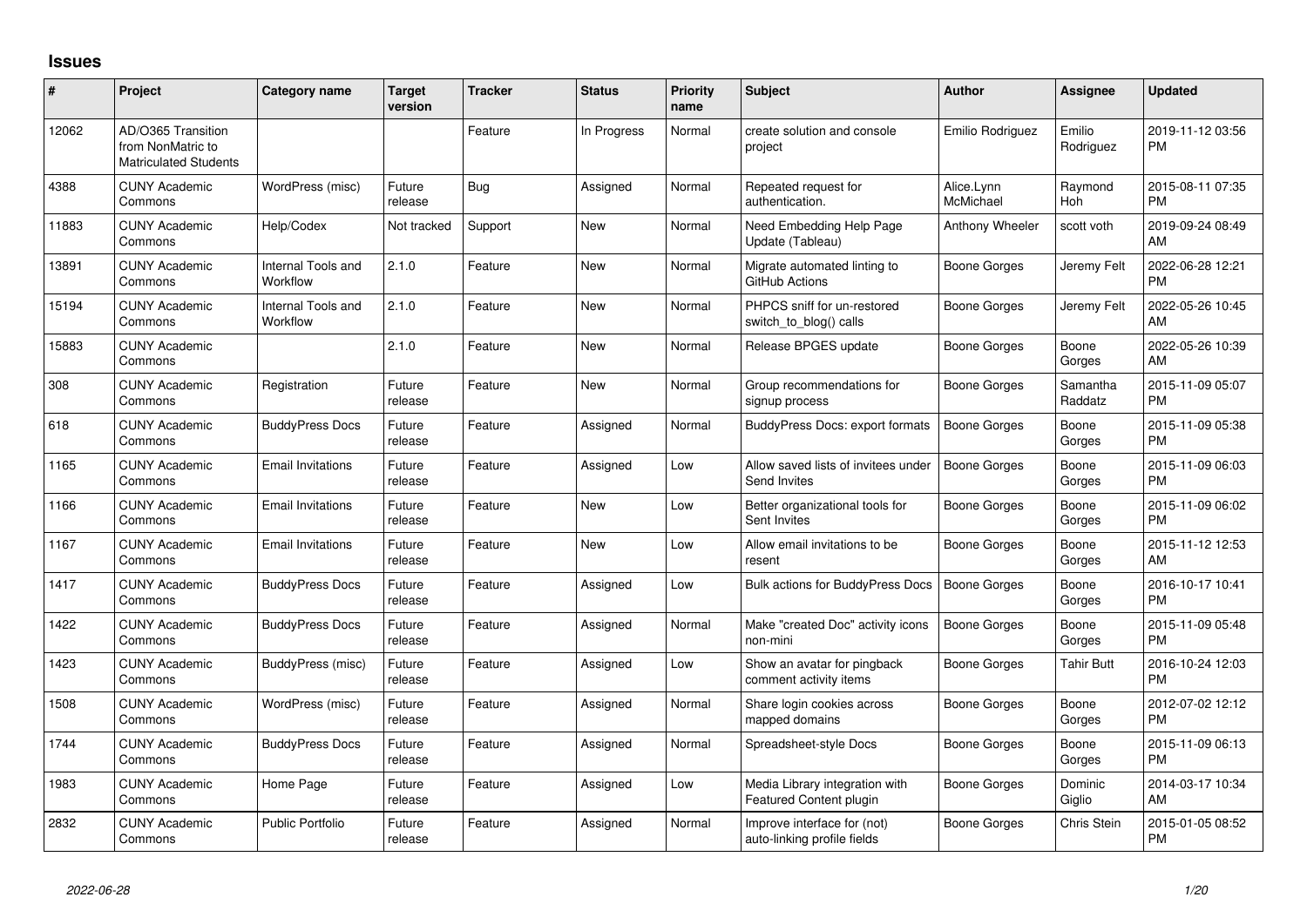# Issues

| # | Project | Category name | Target version | Tracker | Status | Priority name | Subject | Author | Assignee | Updated |
|---|---|---|---|---|---|---|---|---|---|---|
| 12062 | AD/O365 Transition from NonMatric to Matriculated Students | | | Feature | In Progress | Normal | create solution and console project | Emilio Rodriguez | Emilio Rodriguez | 2019-11-12 03:56 PM |
| 4388 | CUNY Academic Commons | WordPress (misc) | Future release | Bug | Assigned | Normal | Repeated request for authentication. | Alice.Lynn McMichael | Raymond Hoh | 2015-08-11 07:35 PM |
| 11883 | CUNY Academic Commons | Help/Codex | Not tracked | Support | New | Normal | Need Embedding Help Page Update (Tableau) | Anthony Wheeler | scott voth | 2019-09-24 08:49 AM |
| 13891 | CUNY Academic Commons | Internal Tools and Workflow | 2.1.0 | Feature | New | Normal | Migrate automated linting to GitHub Actions | Boone Gorges | Jeremy Felt | 2022-06-28 12:21 PM |
| 15194 | CUNY Academic Commons | Internal Tools and Workflow | 2.1.0 | Feature | New | Normal | PHPCS sniff for un-restored switch_to_blog() calls | Boone Gorges | Jeremy Felt | 2022-05-26 10:45 AM |
| 15883 | CUNY Academic Commons | | 2.1.0 | Feature | New | Normal | Release BPGES update | Boone Gorges | Boone Gorges | 2022-05-26 10:39 AM |
| 308 | CUNY Academic Commons | Registration | Future release | Feature | New | Normal | Group recommendations for signup process | Boone Gorges | Samantha Raddatz | 2015-11-09 05:07 PM |
| 618 | CUNY Academic Commons | BuddyPress Docs | Future release | Feature | Assigned | Normal | BuddyPress Docs: export formats | Boone Gorges | Boone Gorges | 2015-11-09 05:38 PM |
| 1165 | CUNY Academic Commons | Email Invitations | Future release | Feature | Assigned | Low | Allow saved lists of invitees under Send Invites | Boone Gorges | Boone Gorges | 2015-11-09 06:03 PM |
| 1166 | CUNY Academic Commons | Email Invitations | Future release | Feature | New | Low | Better organizational tools for Sent Invites | Boone Gorges | Boone Gorges | 2015-11-09 06:02 PM |
| 1167 | CUNY Academic Commons | Email Invitations | Future release | Feature | New | Low | Allow email invitations to be resent | Boone Gorges | Boone Gorges | 2015-11-12 12:53 AM |
| 1417 | CUNY Academic Commons | BuddyPress Docs | Future release | Feature | Assigned | Low | Bulk actions for BuddyPress Docs | Boone Gorges | Boone Gorges | 2016-10-17 10:41 PM |
| 1422 | CUNY Academic Commons | BuddyPress Docs | Future release | Feature | Assigned | Normal | Make "created Doc" activity icons non-mini | Boone Gorges | Boone Gorges | 2015-11-09 05:48 PM |
| 1423 | CUNY Academic Commons | BuddyPress (misc) | Future release | Feature | Assigned | Low | Show an avatar for pingback comment activity items | Boone Gorges | Tahir Butt | 2016-10-24 12:03 PM |
| 1508 | CUNY Academic Commons | WordPress (misc) | Future release | Feature | Assigned | Normal | Share login cookies across mapped domains | Boone Gorges | Boone Gorges | 2012-07-02 12:12 PM |
| 1744 | CUNY Academic Commons | BuddyPress Docs | Future release | Feature | Assigned | Normal | Spreadsheet-style Docs | Boone Gorges | Boone Gorges | 2015-11-09 06:13 PM |
| 1983 | CUNY Academic Commons | Home Page | Future release | Feature | Assigned | Low | Media Library integration with Featured Content plugin | Boone Gorges | Dominic Giglio | 2014-03-17 10:34 AM |
| 2832 | CUNY Academic Commons | Public Portfolio | Future release | Feature | Assigned | Normal | Improve interface for (not) auto-linking profile fields | Boone Gorges | Chris Stein | 2015-01-05 08:52 PM |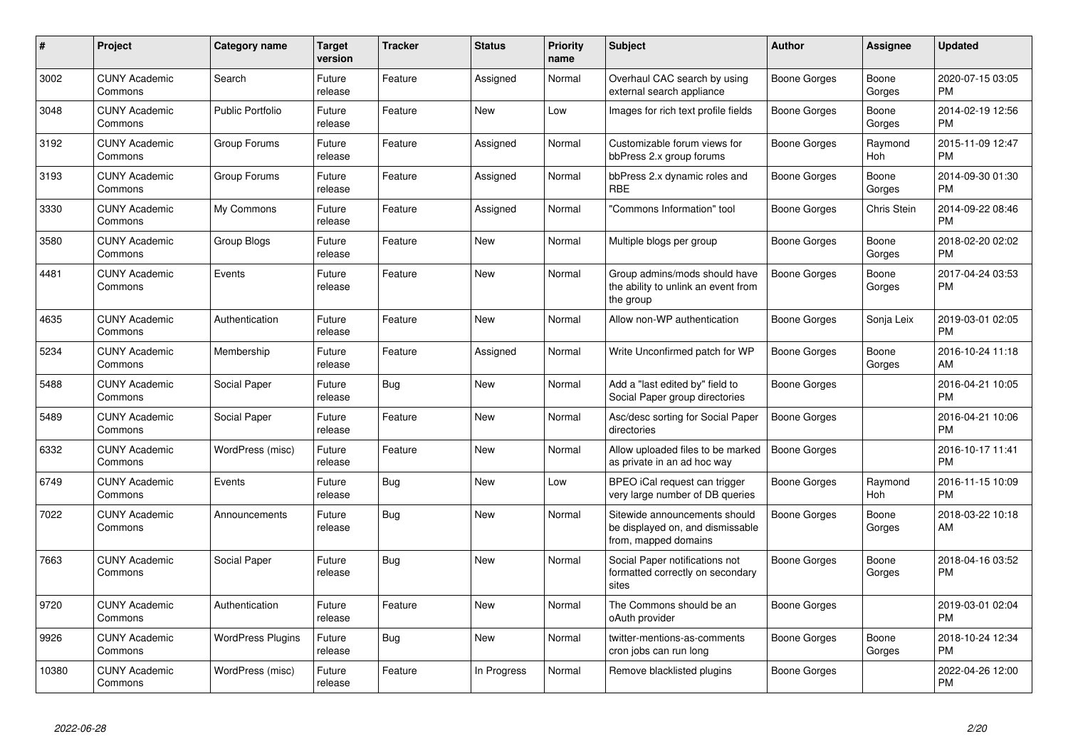| # | Project | Category name | Target version | Tracker | Status | Priority name | Subject | Author | Assignee | Updated |
|---|---|---|---|---|---|---|---|---|---|---|
| 3002 | CUNY Academic Commons | Search | Future release | Feature | Assigned | Normal | Overhaul CAC search by using external search appliance | Boone Gorges | Boone Gorges | 2020-07-15 03:05 PM |
| 3048 | CUNY Academic Commons | Public Portfolio | Future release | Feature | New | Low | Images for rich text profile fields | Boone Gorges | Boone Gorges | 2014-02-19 12:56 PM |
| 3192 | CUNY Academic Commons | Group Forums | Future release | Feature | Assigned | Normal | Customizable forum views for bbPress 2.x group forums | Boone Gorges | Raymond Hoh | 2015-11-09 12:47 PM |
| 3193 | CUNY Academic Commons | Group Forums | Future release | Feature | Assigned | Normal | bbPress 2.x dynamic roles and RBE | Boone Gorges | Boone Gorges | 2014-09-30 01:30 PM |
| 3330 | CUNY Academic Commons | My Commons | Future release | Feature | Assigned | Normal | "Commons Information" tool | Boone Gorges | Chris Stein | 2014-09-22 08:46 PM |
| 3580 | CUNY Academic Commons | Group Blogs | Future release | Feature | New | Normal | Multiple blogs per group | Boone Gorges | Boone Gorges | 2018-02-20 02:02 PM |
| 4481 | CUNY Academic Commons | Events | Future release | Feature | New | Normal | Group admins/mods should have the ability to unlink an event from the group | Boone Gorges | Boone Gorges | 2017-04-24 03:53 PM |
| 4635 | CUNY Academic Commons | Authentication | Future release | Feature | New | Normal | Allow non-WP authentication | Boone Gorges | Sonja Leix | 2019-03-01 02:05 PM |
| 5234 | CUNY Academic Commons | Membership | Future release | Feature | Assigned | Normal | Write Unconfirmed patch for WP | Boone Gorges | Boone Gorges | 2016-10-24 11:18 AM |
| 5488 | CUNY Academic Commons | Social Paper | Future release | Bug | New | Normal | Add a "last edited by" field to Social Paper group directories | Boone Gorges | | 2016-04-21 10:05 PM |
| 5489 | CUNY Academic Commons | Social Paper | Future release | Feature | New | Normal | Asc/desc sorting for Social Paper directories | Boone Gorges | | 2016-04-21 10:06 PM |
| 6332 | CUNY Academic Commons | WordPress (misc) | Future release | Feature | New | Normal | Allow uploaded files to be marked as private in an ad hoc way | Boone Gorges | | 2016-10-17 11:41 PM |
| 6749 | CUNY Academic Commons | Events | Future release | Bug | New | Low | BPEO iCal request can trigger very large number of DB queries | Boone Gorges | Raymond Hoh | 2016-11-15 10:09 PM |
| 7022 | CUNY Academic Commons | Announcements | Future release | Bug | New | Normal | Sitewide announcements should be displayed on, and dismissable from, mapped domains | Boone Gorges | Boone Gorges | 2018-03-22 10:18 AM |
| 7663 | CUNY Academic Commons | Social Paper | Future release | Bug | New | Normal | Social Paper notifications not formatted correctly on secondary sites | Boone Gorges | Boone Gorges | 2018-04-16 03:52 PM |
| 9720 | CUNY Academic Commons | Authentication | Future release | Feature | New | Normal | The Commons should be an oAuth provider | Boone Gorges | | 2019-03-01 02:04 PM |
| 9926 | CUNY Academic Commons | WordPress Plugins | Future release | Bug | New | Normal | twitter-mentions-as-comments cron jobs can run long | Boone Gorges | Boone Gorges | 2018-10-24 12:34 PM |
| 10380 | CUNY Academic Commons | WordPress (misc) | Future release | Feature | In Progress | Normal | Remove blacklisted plugins | Boone Gorges | | 2022-04-26 12:00 PM |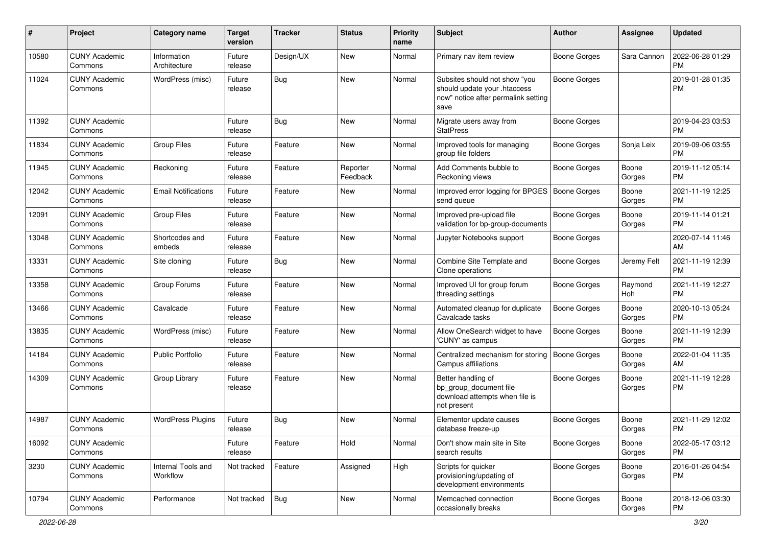| # | Project | Category name | Target version | Tracker | Status | Priority name | Subject | Author | Assignee | Updated |
|---|---|---|---|---|---|---|---|---|---|---|
| 10580 | CUNY Academic Commons | Information Architecture | Future release | Design/UX | New | Normal | Primary nav item review | Boone Gorges | Sara Cannon | 2022-06-28 01:29 PM |
| 11024 | CUNY Academic Commons | WordPress (misc) | Future release | Bug | New | Normal | Subsites should not show "you should update your .htaccess now" notice after permalink setting save | Boone Gorges | | 2019-01-28 01:35 PM |
| 11392 | CUNY Academic Commons | | Future release | Bug | New | Normal | Migrate users away from StatPress | Boone Gorges | | 2019-04-23 03:53 PM |
| 11834 | CUNY Academic Commons | Group Files | Future release | Feature | New | Normal | Improved tools for managing group file folders | Boone Gorges | Sonja Leix | 2019-09-06 03:55 PM |
| 11945 | CUNY Academic Commons | Reckoning | Future release | Feature | Reporter Feedback | Normal | Add Comments bubble to Reckoning views | Boone Gorges | Boone Gorges | 2019-11-12 05:14 PM |
| 12042 | CUNY Academic Commons | Email Notifications | Future release | Feature | New | Normal | Improved error logging for BPGES send queue | Boone Gorges | Boone Gorges | 2021-11-19 12:25 PM |
| 12091 | CUNY Academic Commons | Group Files | Future release | Feature | New | Normal | Improved pre-upload file validation for bp-group-documents | Boone Gorges | Boone Gorges | 2019-11-14 01:21 PM |
| 13048 | CUNY Academic Commons | Shortcodes and embeds | Future release | Feature | New | Normal | Jupyter Notebooks support | Boone Gorges | | 2020-07-14 11:46 AM |
| 13331 | CUNY Academic Commons | Site cloning | Future release | Bug | New | Normal | Combine Site Template and Clone operations | Boone Gorges | Jeremy Felt | 2021-11-19 12:39 PM |
| 13358 | CUNY Academic Commons | Group Forums | Future release | Feature | New | Normal | Improved UI for group forum threading settings | Boone Gorges | Raymond Hoh | 2021-11-19 12:27 PM |
| 13466 | CUNY Academic Commons | Cavalcade | Future release | Feature | New | Normal | Automated cleanup for duplicate Cavalcade tasks | Boone Gorges | Boone Gorges | 2020-10-13 05:24 PM |
| 13835 | CUNY Academic Commons | WordPress (misc) | Future release | Feature | New | Normal | Allow OneSearch widget to have 'CUNY' as campus | Boone Gorges | Boone Gorges | 2021-11-19 12:39 PM |
| 14184 | CUNY Academic Commons | Public Portfolio | Future release | Feature | New | Normal | Centralized mechanism for storing Campus affiliations | Boone Gorges | Boone Gorges | 2022-01-04 11:35 AM |
| 14309 | CUNY Academic Commons | Group Library | Future release | Feature | New | Normal | Better handling of bp_group_document file download attempts when file is not present | Boone Gorges | Boone Gorges | 2021-11-19 12:28 PM |
| 14987 | CUNY Academic Commons | WordPress Plugins | Future release | Bug | New | Normal | Elementor update causes database freeze-up | Boone Gorges | Boone Gorges | 2021-11-29 12:02 PM |
| 16092 | CUNY Academic Commons | | Future release | Feature | Hold | Normal | Don't show main site in Site search results | Boone Gorges | Boone Gorges | 2022-05-17 03:12 PM |
| 3230 | CUNY Academic Commons | Internal Tools and Workflow | Not tracked | Feature | Assigned | High | Scripts for quicker provisioning/updating of development environments | Boone Gorges | Boone Gorges | 2016-01-26 04:54 PM |
| 10794 | CUNY Academic Commons | Performance | Not tracked | Bug | New | Normal | Memcached connection occasionally breaks | Boone Gorges | Boone Gorges | 2018-12-06 03:30 PM |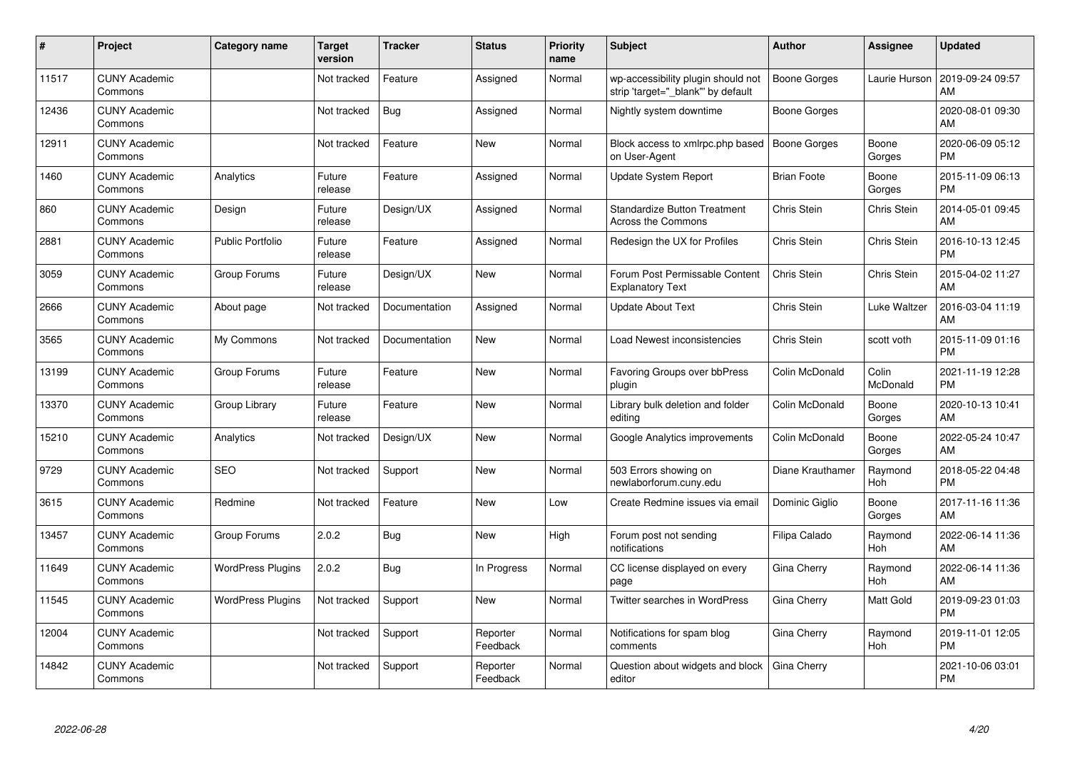| # | Project | Category name | Target version | Tracker | Status | Priority name | Subject | Author | Assignee | Updated |
|---|---|---|---|---|---|---|---|---|---|---|
| 11517 | CUNY Academic Commons | | Not tracked | Feature | Assigned | Normal | wp-accessibility plugin should not strip 'target="_blank"' by default | Boone Gorges | Laurie Hurson | 2019-09-24 09:57 AM |
| 12436 | CUNY Academic Commons | | Not tracked | Bug | Assigned | Normal | Nightly system downtime | Boone Gorges | | 2020-08-01 09:30 AM |
| 12911 | CUNY Academic Commons | | Not tracked | Feature | New | Normal | Block access to xmlrpc.php based on User-Agent | Boone Gorges | Boone Gorges | 2020-06-09 05:12 PM |
| 1460 | CUNY Academic Commons | Analytics | Future release | Feature | Assigned | Normal | Update System Report | Brian Foote | Boone Gorges | 2015-11-09 06:13 PM |
| 860 | CUNY Academic Commons | Design | Future release | Design/UX | Assigned | Normal | Standardize Button Treatment Across the Commons | Chris Stein | Chris Stein | 2014-05-01 09:45 AM |
| 2881 | CUNY Academic Commons | Public Portfolio | Future release | Feature | Assigned | Normal | Redesign the UX for Profiles | Chris Stein | Chris Stein | 2016-10-13 12:45 PM |
| 3059 | CUNY Academic Commons | Group Forums | Future release | Design/UX | New | Normal | Forum Post Permissable Content Explanatory Text | Chris Stein | Chris Stein | 2015-04-02 11:27 AM |
| 2666 | CUNY Academic Commons | About page | Not tracked | Documentation | Assigned | Normal | Update About Text | Chris Stein | Luke Waltzer | 2016-03-04 11:19 AM |
| 3565 | CUNY Academic Commons | My Commons | Not tracked | Documentation | New | Normal | Load Newest inconsistencies | Chris Stein | scott voth | 2015-11-09 01:16 PM |
| 13199 | CUNY Academic Commons | Group Forums | Future release | Feature | New | Normal | Favoring Groups over bbPress plugin | Colin McDonald | Colin McDonald | 2021-11-19 12:28 PM |
| 13370 | CUNY Academic Commons | Group Library | Future release | Feature | New | Normal | Library bulk deletion and folder editing | Colin McDonald | Boone Gorges | 2020-10-13 10:41 AM |
| 15210 | CUNY Academic Commons | Analytics | Not tracked | Design/UX | New | Normal | Google Analytics improvements | Colin McDonald | Boone Gorges | 2022-05-24 10:47 AM |
| 9729 | CUNY Academic Commons | SEO | Not tracked | Support | New | Normal | 503 Errors showing on newlaborforum.cuny.edu | Diane Krauthamer | Raymond Hoh | 2018-05-22 04:48 PM |
| 3615 | CUNY Academic Commons | Redmine | Not tracked | Feature | New | Low | Create Redmine issues via email | Dominic Giglio | Boone Gorges | 2017-11-16 11:36 AM |
| 13457 | CUNY Academic Commons | Group Forums | 2.0.2 | Bug | New | High | Forum post not sending notifications | Filipa Calado | Raymond Hoh | 2022-06-14 11:36 AM |
| 11649 | CUNY Academic Commons | WordPress Plugins | 2.0.2 | Bug | In Progress | Normal | CC license displayed on every page | Gina Cherry | Raymond Hoh | 2022-06-14 11:36 AM |
| 11545 | CUNY Academic Commons | WordPress Plugins | Not tracked | Support | New | Normal | Twitter searches in WordPress | Gina Cherry | Matt Gold | 2019-09-23 01:03 PM |
| 12004 | CUNY Academic Commons | | Not tracked | Support | Reporter Feedback | Normal | Notifications for spam blog comments | Gina Cherry | Raymond Hoh | 2019-11-01 12:05 PM |
| 14842 | CUNY Academic Commons | | Not tracked | Support | Reporter Feedback | Normal | Question about widgets and block editor | Gina Cherry | | 2021-10-06 03:01 PM |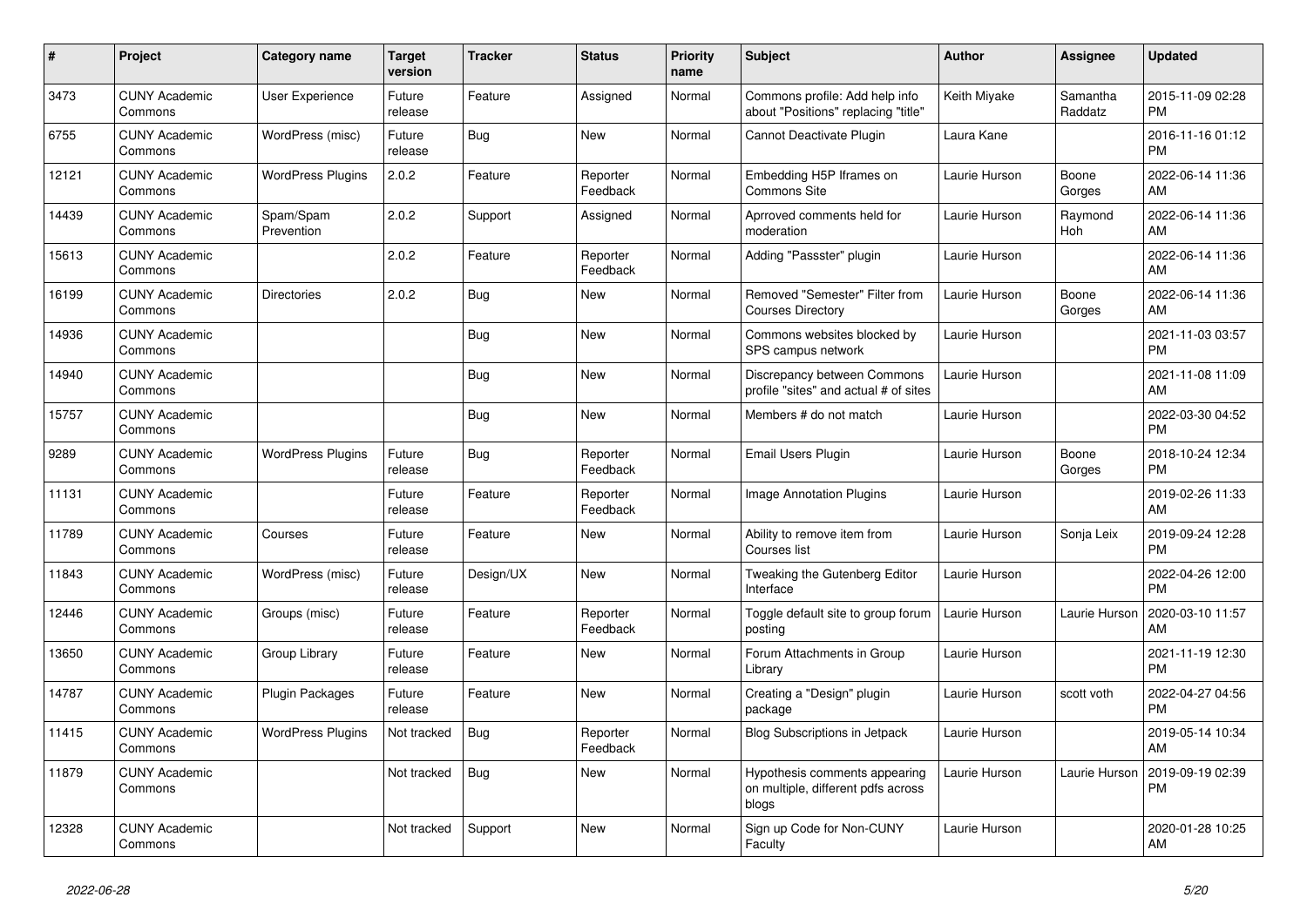| # | Project | Category name | Target version | Tracker | Status | Priority name | Subject | Author | Assignee | Updated |
|---|---|---|---|---|---|---|---|---|---|---|
| 3473 | CUNY Academic Commons | User Experience | Future release | Feature | Assigned | Normal | Commons profile: Add help info about "Positions" replacing "title" | Keith Miyake | Samantha Raddatz | 2015-11-09 02:28 PM |
| 6755 | CUNY Academic Commons | WordPress (misc) | Future release | Bug | New | Normal | Cannot Deactivate Plugin | Laura Kane | | 2016-11-16 01:12 PM |
| 12121 | CUNY Academic Commons | WordPress Plugins | 2.0.2 | Feature | Reporter Feedback | Normal | Embedding H5P Iframes on Commons Site | Laurie Hurson | Boone Gorges | 2022-06-14 11:36 AM |
| 14439 | CUNY Academic Commons | Spam/Spam Prevention | 2.0.2 | Support | Assigned | Normal | Aprroved comments held for moderation | Laurie Hurson | Raymond Hoh | 2022-06-14 11:36 AM |
| 15613 | CUNY Academic Commons | | 2.0.2 | Feature | Reporter Feedback | Normal | Adding "Passster" plugin | Laurie Hurson | | 2022-06-14 11:36 AM |
| 16199 | CUNY Academic Commons | Directories | 2.0.2 | Bug | New | Normal | Removed "Semester" Filter from Courses Directory | Laurie Hurson | Boone Gorges | 2022-06-14 11:36 AM |
| 14936 | CUNY Academic Commons | | | Bug | New | Normal | Commons websites blocked by SPS campus network | Laurie Hurson | | 2021-11-03 03:57 PM |
| 14940 | CUNY Academic Commons | | | Bug | New | Normal | Discrepancy between Commons profile "sites" and actual # of sites | Laurie Hurson | | 2021-11-08 11:09 AM |
| 15757 | CUNY Academic Commons | | | Bug | New | Normal | Members # do not match | Laurie Hurson | | 2022-03-30 04:52 PM |
| 9289 | CUNY Academic Commons | WordPress Plugins | Future release | Bug | Reporter Feedback | Normal | Email Users Plugin | Laurie Hurson | Boone Gorges | 2018-10-24 12:34 PM |
| 11131 | CUNY Academic Commons | | Future release | Feature | Reporter Feedback | Normal | Image Annotation Plugins | Laurie Hurson | | 2019-02-26 11:33 AM |
| 11789 | CUNY Academic Commons | Courses | Future release | Feature | New | Normal | Ability to remove item from Courses list | Laurie Hurson | Sonja Leix | 2019-09-24 12:28 PM |
| 11843 | CUNY Academic Commons | WordPress (misc) | Future release | Design/UX | New | Normal | Tweaking the Gutenberg Editor Interface | Laurie Hurson | | 2022-04-26 12:00 PM |
| 12446 | CUNY Academic Commons | Groups (misc) | Future release | Feature | Reporter Feedback | Normal | Toggle default site to group forum posting | Laurie Hurson | Laurie Hurson | 2020-03-10 11:57 AM |
| 13650 | CUNY Academic Commons | Group Library | Future release | Feature | New | Normal | Forum Attachments in Group Library | Laurie Hurson | | 2021-11-19 12:30 PM |
| 14787 | CUNY Academic Commons | Plugin Packages | Future release | Feature | New | Normal | Creating a "Design" plugin package | Laurie Hurson | scott voth | 2022-04-27 04:56 PM |
| 11415 | CUNY Academic Commons | WordPress Plugins | Not tracked | Bug | Reporter Feedback | Normal | Blog Subscriptions in Jetpack | Laurie Hurson | | 2019-05-14 10:34 AM |
| 11879 | CUNY Academic Commons | | Not tracked | Bug | New | Normal | Hypothesis comments appearing on multiple, different pdfs across blogs | Laurie Hurson | Laurie Hurson | 2019-09-19 02:39 PM |
| 12328 | CUNY Academic Commons | | Not tracked | Support | New | Normal | Sign up Code for Non-CUNY Faculty | Laurie Hurson | | 2020-01-28 10:25 AM |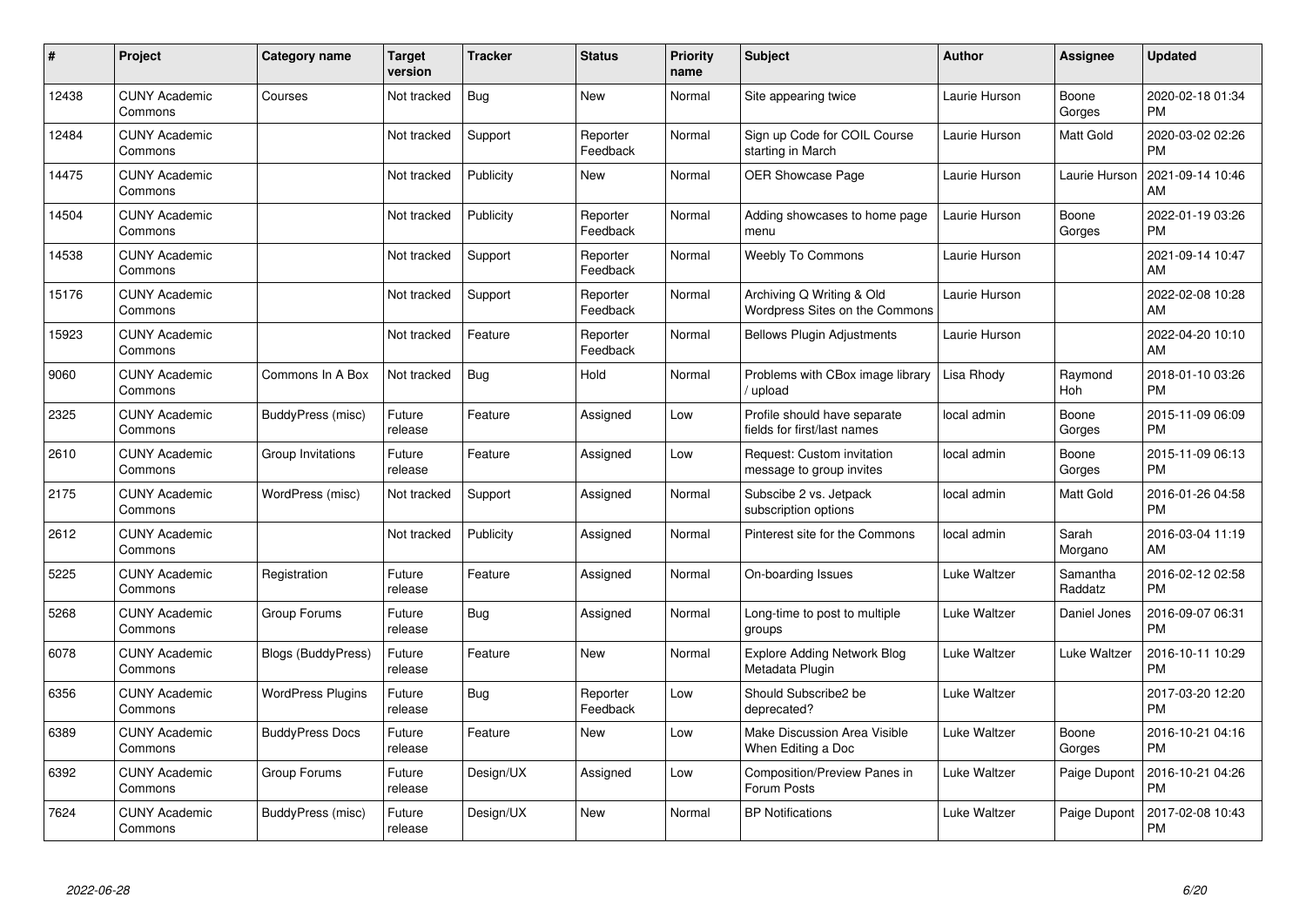| # | Project | Category name | Target version | Tracker | Status | Priority name | Subject | Author | Assignee | Updated |
|---|---|---|---|---|---|---|---|---|---|---|
| 12438 | CUNY Academic Commons | Courses | Not tracked | Bug | New | Normal | Site appearing twice | Laurie Hurson | Boone Gorges | 2020-02-18 01:34 PM |
| 12484 | CUNY Academic Commons | | Not tracked | Support | Reporter Feedback | Normal | Sign up Code for COIL Course starting in March | Laurie Hurson | Matt Gold | 2020-03-02 02:26 PM |
| 14475 | CUNY Academic Commons | | Not tracked | Publicity | New | Normal | OER Showcase Page | Laurie Hurson | Laurie Hurson | 2021-09-14 10:46 AM |
| 14504 | CUNY Academic Commons | | Not tracked | Publicity | Reporter Feedback | Normal | Adding showcases to home page menu | Laurie Hurson | Boone Gorges | 2022-01-19 03:26 PM |
| 14538 | CUNY Academic Commons | | Not tracked | Support | Reporter Feedback | Normal | Weebly To Commons | Laurie Hurson | | 2021-09-14 10:47 AM |
| 15176 | CUNY Academic Commons | | Not tracked | Support | Reporter Feedback | Normal | Archiving Q Writing & Old Wordpress Sites on the Commons | Laurie Hurson | | 2022-02-08 10:28 AM |
| 15923 | CUNY Academic Commons | | Not tracked | Feature | Reporter Feedback | Normal | Bellows Plugin Adjustments | Laurie Hurson | | 2022-04-20 10:10 AM |
| 9060 | CUNY Academic Commons | Commons In A Box | Not tracked | Bug | Hold | Normal | Problems with CBox image library / upload | Lisa Rhody | Raymond Hoh | 2018-01-10 03:26 PM |
| 2325 | CUNY Academic Commons | BuddyPress (misc) | Future release | Feature | Assigned | Low | Profile should have separate fields for first/last names | local admin | Boone Gorges | 2015-11-09 06:09 PM |
| 2610 | CUNY Academic Commons | Group Invitations | Future release | Feature | Assigned | Low | Request: Custom invitation message to group invites | local admin | Boone Gorges | 2015-11-09 06:13 PM |
| 2175 | CUNY Academic Commons | WordPress (misc) | Not tracked | Support | Assigned | Normal | Subscibe 2 vs. Jetpack subscription options | local admin | Matt Gold | 2016-01-26 04:58 PM |
| 2612 | CUNY Academic Commons | | Not tracked | Publicity | Assigned | Normal | Pinterest site for the Commons | local admin | Sarah Morgano | 2016-03-04 11:19 AM |
| 5225 | CUNY Academic Commons | Registration | Future release | Feature | Assigned | Normal | On-boarding Issues | Luke Waltzer | Samantha Raddatz | 2016-02-12 02:58 PM |
| 5268 | CUNY Academic Commons | Group Forums | Future release | Bug | Assigned | Normal | Long-time to post to multiple groups | Luke Waltzer | Daniel Jones | 2016-09-07 06:31 PM |
| 6078 | CUNY Academic Commons | Blogs (BuddyPress) | Future release | Feature | New | Normal | Explore Adding Network Blog Metadata Plugin | Luke Waltzer | Luke Waltzer | 2016-10-11 10:29 PM |
| 6356 | CUNY Academic Commons | WordPress Plugins | Future release | Bug | Reporter Feedback | Low | Should Subscribe2 be deprecated? | Luke Waltzer | | 2017-03-20 12:20 PM |
| 6389 | CUNY Academic Commons | BuddyPress Docs | Future release | Feature | New | Low | Make Discussion Area Visible When Editing a Doc | Luke Waltzer | Boone Gorges | 2016-10-21 04:16 PM |
| 6392 | CUNY Academic Commons | Group Forums | Future release | Design/UX | Assigned | Low | Composition/Preview Panes in Forum Posts | Luke Waltzer | Paige Dupont | 2016-10-21 04:26 PM |
| 7624 | CUNY Academic Commons | BuddyPress (misc) | Future release | Design/UX | New | Normal | BP Notifications | Luke Waltzer | Paige Dupont | 2017-02-08 10:43 PM |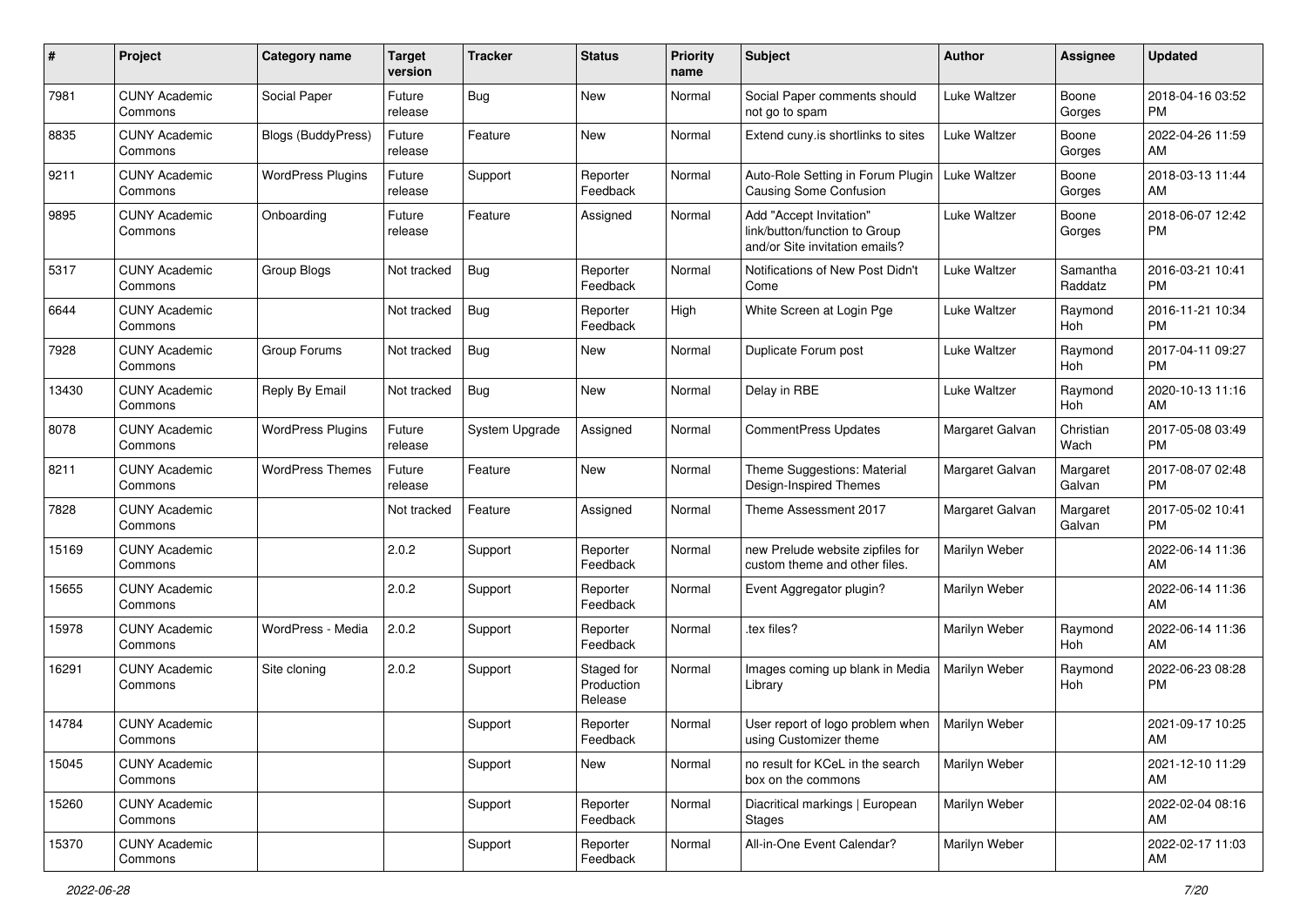| # | Project | Category name | Target version | Tracker | Status | Priority name | Subject | Author | Assignee | Updated |
|---|---|---|---|---|---|---|---|---|---|---|
| 7981 | CUNY Academic Commons | Social Paper | Future release | Bug | New | Normal | Social Paper comments should not go to spam | Luke Waltzer | Boone Gorges | 2018-04-16 03:52 PM |
| 8835 | CUNY Academic Commons | Blogs (BuddyPress) | Future release | Feature | New | Normal | Extend cuny.is shortlinks to sites | Luke Waltzer | Boone Gorges | 2022-04-26 11:59 AM |
| 9211 | CUNY Academic Commons | WordPress Plugins | Future release | Support | Reporter Feedback | Normal | Auto-Role Setting in Forum Plugin Causing Some Confusion | Luke Waltzer | Boone Gorges | 2018-03-13 11:44 AM |
| 9895 | CUNY Academic Commons | Onboarding | Future release | Feature | Assigned | Normal | Add "Accept Invitation" link/button/function to Group and/or Site invitation emails? | Luke Waltzer | Boone Gorges | 2018-06-07 12:42 PM |
| 5317 | CUNY Academic Commons | Group Blogs | Not tracked | Bug | Reporter Feedback | Normal | Notifications of New Post Didn't Come | Luke Waltzer | Samantha Raddatz | 2016-03-21 10:41 PM |
| 6644 | CUNY Academic Commons | | Not tracked | Bug | Reporter Feedback | High | White Screen at Login Pge | Luke Waltzer | Raymond Hoh | 2016-11-21 10:34 PM |
| 7928 | CUNY Academic Commons | Group Forums | Not tracked | Bug | New | Normal | Duplicate Forum post | Luke Waltzer | Raymond Hoh | 2017-04-11 09:27 PM |
| 13430 | CUNY Academic Commons | Reply By Email | Not tracked | Bug | New | Normal | Delay in RBE | Luke Waltzer | Raymond Hoh | 2020-10-13 11:16 AM |
| 8078 | CUNY Academic Commons | WordPress Plugins | Future release | System Upgrade | Assigned | Normal | CommentPress Updates | Margaret Galvan | Christian Wach | 2017-05-08 03:49 PM |
| 8211 | CUNY Academic Commons | WordPress Themes | Future release | Feature | New | Normal | Theme Suggestions: Material Design-Inspired Themes | Margaret Galvan | Margaret Galvan | 2017-08-07 02:48 PM |
| 7828 | CUNY Academic Commons | | Not tracked | Feature | Assigned | Normal | Theme Assessment 2017 | Margaret Galvan | Margaret Galvan | 2017-05-02 10:41 PM |
| 15169 | CUNY Academic Commons | | 2.0.2 | Support | Reporter Feedback | Normal | new Prelude website zipfiles for custom theme and other files. | Marilyn Weber | | 2022-06-14 11:36 AM |
| 15655 | CUNY Academic Commons | | 2.0.2 | Support | Reporter Feedback | Normal | Event Aggregator plugin? | Marilyn Weber | | 2022-06-14 11:36 AM |
| 15978 | CUNY Academic Commons | WordPress - Media | 2.0.2 | Support | Reporter Feedback | Normal | .tex files? | Marilyn Weber | Raymond Hoh | 2022-06-14 11:36 AM |
| 16291 | CUNY Academic Commons | Site cloning | 2.0.2 | Support | Staged for Production Release | Normal | Images coming up blank in Media Library | Marilyn Weber | Raymond Hoh | 2022-06-23 08:28 PM |
| 14784 | CUNY Academic Commons | | | Support | Reporter Feedback | Normal | User report of logo problem when using Customizer theme | Marilyn Weber | | 2021-09-17 10:25 AM |
| 15045 | CUNY Academic Commons | | | Support | New | Normal | no result for KCeL in the search box on the commons | Marilyn Weber | | 2021-12-10 11:29 AM |
| 15260 | CUNY Academic Commons | | | Support | Reporter Feedback | Normal | Diacritical markings \| European Stages | Marilyn Weber | | 2022-02-04 08:16 AM |
| 15370 | CUNY Academic Commons | | | Support | Reporter Feedback | Normal | All-in-One Event Calendar? | Marilyn Weber | | 2022-02-17 11:03 AM |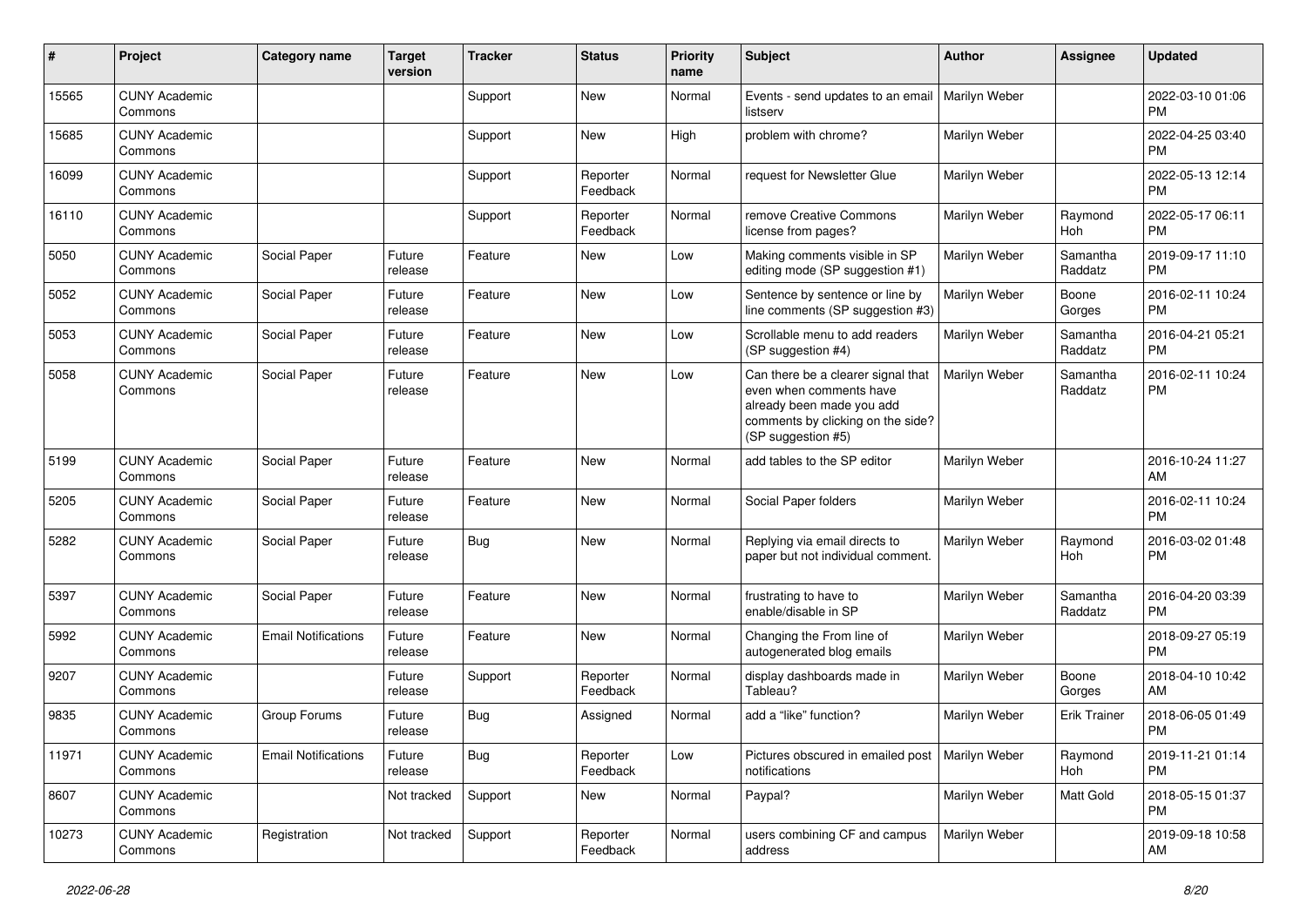| # | Project | Category name | Target version | Tracker | Status | Priority name | Subject | Author | Assignee | Updated |
|---|---|---|---|---|---|---|---|---|---|---|
| 15565 | CUNY Academic Commons | | | Support | New | Normal | Events - send updates to an email listserv | Marilyn Weber | | 2022-03-10 01:06 PM |
| 15685 | CUNY Academic Commons | | | Support | New | High | problem with chrome? | Marilyn Weber | | 2022-04-25 03:40 PM |
| 16099 | CUNY Academic Commons | | | Support | Reporter Feedback | Normal | request for Newsletter Glue | Marilyn Weber | | 2022-05-13 12:14 PM |
| 16110 | CUNY Academic Commons | | | Support | Reporter Feedback | Normal | remove Creative Commons license from pages? | Marilyn Weber | Raymond Hoh | 2022-05-17 06:11 PM |
| 5050 | CUNY Academic Commons | Social Paper | Future release | Feature | New | Low | Making comments visible in SP editing mode (SP suggestion #1) | Marilyn Weber | Samantha Raddatz | 2019-09-17 11:10 PM |
| 5052 | CUNY Academic Commons | Social Paper | Future release | Feature | New | Low | Sentence by sentence or line by line comments (SP suggestion #3) | Marilyn Weber | Boone Gorges | 2016-02-11 10:24 PM |
| 5053 | CUNY Academic Commons | Social Paper | Future release | Feature | New | Low | Scrollable menu to add readers (SP suggestion #4) | Marilyn Weber | Samantha Raddatz | 2016-04-21 05:21 PM |
| 5058 | CUNY Academic Commons | Social Paper | Future release | Feature | New | Low | Can there be a clearer signal that even when comments have already been made you add comments by clicking on the side? (SP suggestion #5) | Marilyn Weber | Samantha Raddatz | 2016-02-11 10:24 PM |
| 5199 | CUNY Academic Commons | Social Paper | Future release | Feature | New | Normal | add tables to the SP editor | Marilyn Weber | | 2016-10-24 11:27 AM |
| 5205 | CUNY Academic Commons | Social Paper | Future release | Feature | New | Normal | Social Paper folders | Marilyn Weber | | 2016-02-11 10:24 PM |
| 5282 | CUNY Academic Commons | Social Paper | Future release | Bug | New | Normal | Replying via email directs to paper but not individual comment. | Marilyn Weber | Raymond Hoh | 2016-03-02 01:48 PM |
| 5397 | CUNY Academic Commons | Social Paper | Future release | Feature | New | Normal | frustrating to have to enable/disable in SP | Marilyn Weber | Samantha Raddatz | 2016-04-20 03:39 PM |
| 5992 | CUNY Academic Commons | Email Notifications | Future release | Feature | New | Normal | Changing the From line of autogenerated blog emails | Marilyn Weber | | 2018-09-27 05:19 PM |
| 9207 | CUNY Academic Commons | | Future release | Support | Reporter Feedback | Normal | display dashboards made in Tableau? | Marilyn Weber | Boone Gorges | 2018-04-10 10:42 AM |
| 9835 | CUNY Academic Commons | Group Forums | Future release | Bug | Assigned | Normal | add a "like" function? | Marilyn Weber | Erik Trainer | 2018-06-05 01:49 PM |
| 11971 | CUNY Academic Commons | Email Notifications | Future release | Bug | Reporter Feedback | Low | Pictures obscured in emailed post notifications | Marilyn Weber | Raymond Hoh | 2019-11-21 01:14 PM |
| 8607 | CUNY Academic Commons | | Not tracked | Support | New | Normal | Paypal? | Marilyn Weber | Matt Gold | 2018-05-15 01:37 PM |
| 10273 | CUNY Academic Commons | Registration | Not tracked | Support | Reporter Feedback | Normal | users combining CF and campus address | Marilyn Weber | | 2019-09-18 10:58 AM |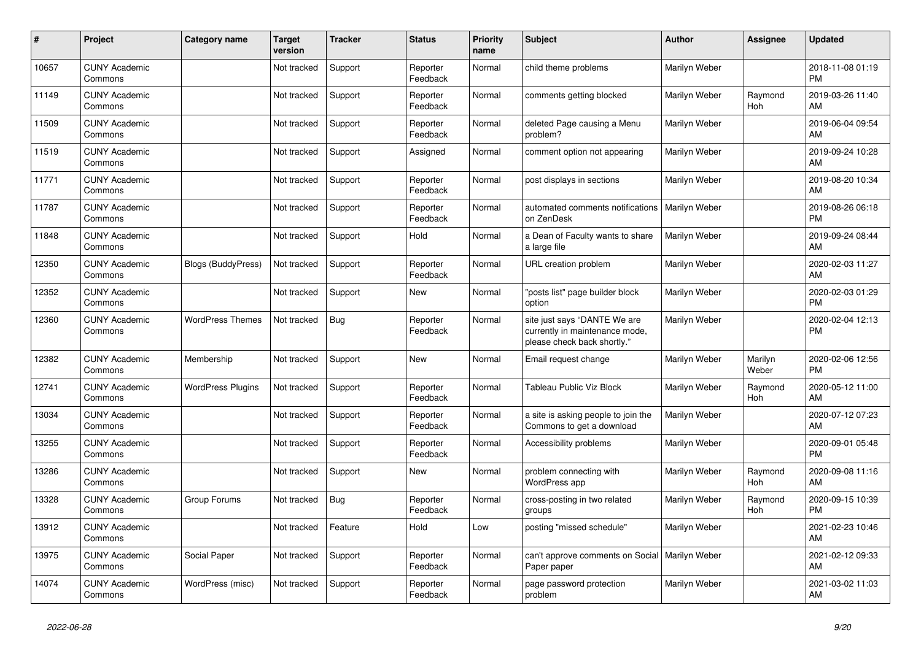| # | Project | Category name | Target version | Tracker | Status | Priority name | Subject | Author | Assignee | Updated |
|---|---|---|---|---|---|---|---|---|---|---|
| 10657 | CUNY Academic Commons | | Not tracked | Support | Reporter Feedback | Normal | child theme problems | Marilyn Weber | | 2018-11-08 01:19 PM |
| 11149 | CUNY Academic Commons | | Not tracked | Support | Reporter Feedback | Normal | comments getting blocked | Marilyn Weber | Raymond Hoh | 2019-03-26 11:40 AM |
| 11509 | CUNY Academic Commons | | Not tracked | Support | Reporter Feedback | Normal | deleted Page causing a Menu problem? | Marilyn Weber | | 2019-06-04 09:54 AM |
| 11519 | CUNY Academic Commons | | Not tracked | Support | Assigned | Normal | comment option not appearing | Marilyn Weber | | 2019-09-24 10:28 AM |
| 11771 | CUNY Academic Commons | | Not tracked | Support | Reporter Feedback | Normal | post displays in sections | Marilyn Weber | | 2019-08-20 10:34 AM |
| 11787 | CUNY Academic Commons | | Not tracked | Support | Reporter Feedback | Normal | automated comments notifications on ZenDesk | Marilyn Weber | | 2019-08-26 06:18 PM |
| 11848 | CUNY Academic Commons | | Not tracked | Support | Hold | Normal | a Dean of Faculty wants to share a large file | Marilyn Weber | | 2019-09-24 08:44 AM |
| 12350 | CUNY Academic Commons | Blogs (BuddyPress) | Not tracked | Support | Reporter Feedback | Normal | URL creation problem | Marilyn Weber | | 2020-02-03 11:27 AM |
| 12352 | CUNY Academic Commons | | Not tracked | Support | New | Normal | "posts list" page builder block option | Marilyn Weber | | 2020-02-03 01:29 PM |
| 12360 | CUNY Academic Commons | WordPress Themes | Not tracked | Bug | Reporter Feedback | Normal | site just says "DANTE We are currently in maintenance mode, please check back shortly." | Marilyn Weber | | 2020-02-04 12:13 PM |
| 12382 | CUNY Academic Commons | Membership | Not tracked | Support | New | Normal | Email request change | Marilyn Weber | Marilyn Weber | 2020-02-06 12:56 PM |
| 12741 | CUNY Academic Commons | WordPress Plugins | Not tracked | Support | Reporter Feedback | Normal | Tableau Public Viz Block | Marilyn Weber | Raymond Hoh | 2020-05-12 11:00 AM |
| 13034 | CUNY Academic Commons | | Not tracked | Support | Reporter Feedback | Normal | a site is asking people to join the Commons to get a download | Marilyn Weber | | 2020-07-12 07:23 AM |
| 13255 | CUNY Academic Commons | | Not tracked | Support | Reporter Feedback | Normal | Accessibility problems | Marilyn Weber | | 2020-09-01 05:48 PM |
| 13286 | CUNY Academic Commons | | Not tracked | Support | New | Normal | problem connecting with WordPress app | Marilyn Weber | Raymond Hoh | 2020-09-08 11:16 AM |
| 13328 | CUNY Academic Commons | Group Forums | Not tracked | Bug | Reporter Feedback | Normal | cross-posting in two related groups | Marilyn Weber | Raymond Hoh | 2020-09-15 10:39 PM |
| 13912 | CUNY Academic Commons | | Not tracked | Feature | Hold | Low | posting "missed schedule" | Marilyn Weber | | 2021-02-23 10:46 AM |
| 13975 | CUNY Academic Commons | Social Paper | Not tracked | Support | Reporter Feedback | Normal | can't approve comments on Social Paper paper | Marilyn Weber | | 2021-02-12 09:33 AM |
| 14074 | CUNY Academic Commons | WordPress (misc) | Not tracked | Support | Reporter Feedback | Normal | page password protection problem | Marilyn Weber | | 2021-03-02 11:03 AM |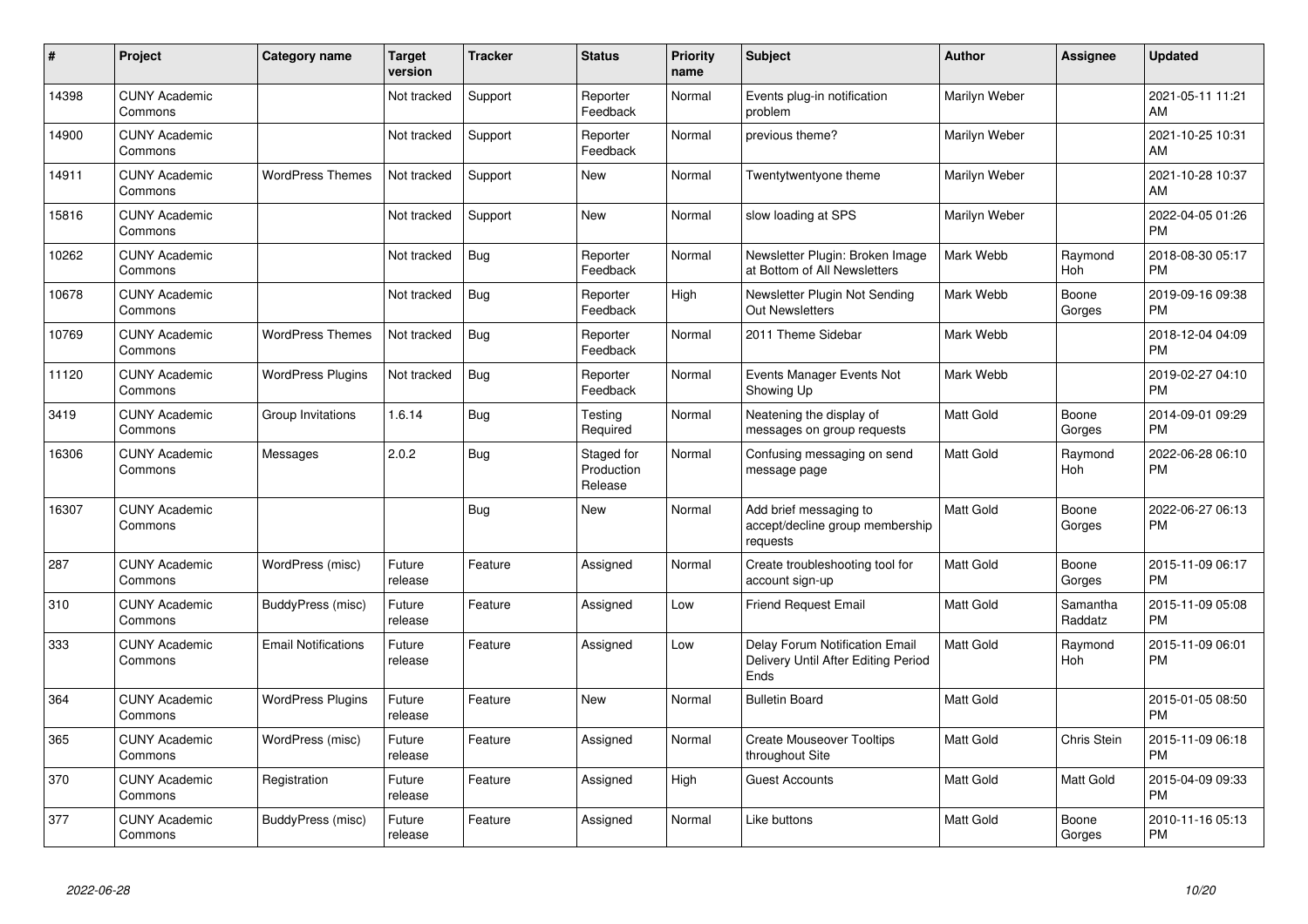| # | Project | Category name | Target version | Tracker | Status | Priority name | Subject | Author | Assignee | Updated |
|---|---|---|---|---|---|---|---|---|---|---|
| 14398 | CUNY Academic Commons | | Not tracked | Support | Reporter Feedback | Normal | Events plug-in notification problem | Marilyn Weber | | 2021-05-11 11:21 AM |
| 14900 | CUNY Academic Commons | | Not tracked | Support | Reporter Feedback | Normal | previous theme? | Marilyn Weber | | 2021-10-25 10:31 AM |
| 14911 | CUNY Academic Commons | WordPress Themes | Not tracked | Support | New | Normal | Twentytwentyone theme | Marilyn Weber | | 2021-10-28 10:37 AM |
| 15816 | CUNY Academic Commons | | Not tracked | Support | New | Normal | slow loading at SPS | Marilyn Weber | | 2022-04-05 01:26 PM |
| 10262 | CUNY Academic Commons | | Not tracked | Bug | Reporter Feedback | Normal | Newsletter Plugin: Broken Image at Bottom of All Newsletters | Mark Webb | Raymond Hoh | 2018-08-30 05:17 PM |
| 10678 | CUNY Academic Commons | | Not tracked | Bug | Reporter Feedback | High | Newsletter Plugin Not Sending Out Newsletters | Mark Webb | Boone Gorges | 2019-09-16 09:38 PM |
| 10769 | CUNY Academic Commons | WordPress Themes | Not tracked | Bug | Reporter Feedback | Normal | 2011 Theme Sidebar | Mark Webb | | 2018-12-04 04:09 PM |
| 11120 | CUNY Academic Commons | WordPress Plugins | Not tracked | Bug | Reporter Feedback | Normal | Events Manager Events Not Showing Up | Mark Webb | | 2019-02-27 04:10 PM |
| 3419 | CUNY Academic Commons | Group Invitations | 1.6.14 | Bug | Testing Required | Normal | Neatening the display of messages on group requests | Matt Gold | Boone Gorges | 2014-09-01 09:29 PM |
| 16306 | CUNY Academic Commons | Messages | 2.0.2 | Bug | Staged for Production Release | Normal | Confusing messaging on send message page | Matt Gold | Raymond Hoh | 2022-06-28 06:10 PM |
| 16307 | CUNY Academic Commons | | | Bug | New | Normal | Add brief messaging to accept/decline group membership requests | Matt Gold | Boone Gorges | 2022-06-27 06:13 PM |
| 287 | CUNY Academic Commons | WordPress (misc) | Future release | Feature | Assigned | Normal | Create troubleshooting tool for account sign-up | Matt Gold | Boone Gorges | 2015-11-09 06:17 PM |
| 310 | CUNY Academic Commons | BuddyPress (misc) | Future release | Feature | Assigned | Low | Friend Request Email | Matt Gold | Samantha Raddatz | 2015-11-09 05:08 PM |
| 333 | CUNY Academic Commons | Email Notifications | Future release | Feature | Assigned | Low | Delay Forum Notification Email Delivery Until After Editing Period Ends | Matt Gold | Raymond Hoh | 2015-11-09 06:01 PM |
| 364 | CUNY Academic Commons | WordPress Plugins | Future release | Feature | New | Normal | Bulletin Board | Matt Gold | | 2015-01-05 08:50 PM |
| 365 | CUNY Academic Commons | WordPress (misc) | Future release | Feature | Assigned | Normal | Create Mouseover Tooltips throughout Site | Matt Gold | Chris Stein | 2015-11-09 06:18 PM |
| 370 | CUNY Academic Commons | Registration | Future release | Feature | Assigned | High | Guest Accounts | Matt Gold | Matt Gold | 2015-04-09 09:33 PM |
| 377 | CUNY Academic Commons | BuddyPress (misc) | Future release | Feature | Assigned | Normal | Like buttons | Matt Gold | Boone Gorges | 2010-11-16 05:13 PM |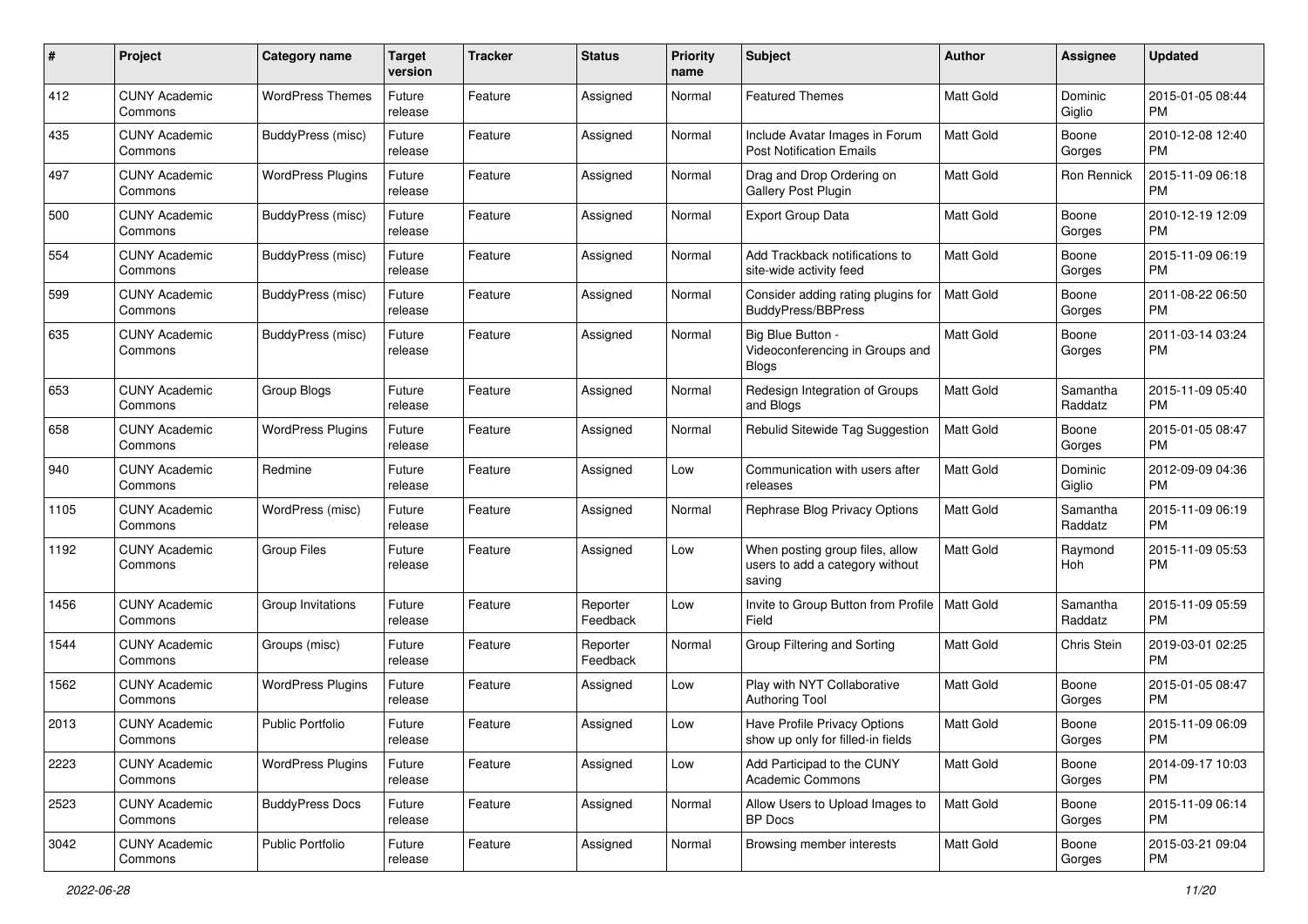| # | Project | Category name | Target version | Tracker | Status | Priority name | Subject | Author | Assignee | Updated |
|---|---|---|---|---|---|---|---|---|---|---|
| 412 | CUNY Academic Commons | WordPress Themes | Future release | Feature | Assigned | Normal | Featured Themes | Matt Gold | Dominic Giglio | 2015-01-05 08:44 PM |
| 435 | CUNY Academic Commons | BuddyPress (misc) | Future release | Feature | Assigned | Normal | Include Avatar Images in Forum Post Notification Emails | Matt Gold | Boone Gorges | 2010-12-08 12:40 PM |
| 497 | CUNY Academic Commons | WordPress Plugins | Future release | Feature | Assigned | Normal | Drag and Drop Ordering on Gallery Post Plugin | Matt Gold | Ron Rennick | 2015-11-09 06:18 PM |
| 500 | CUNY Academic Commons | BuddyPress (misc) | Future release | Feature | Assigned | Normal | Export Group Data | Matt Gold | Boone Gorges | 2010-12-19 12:09 PM |
| 554 | CUNY Academic Commons | BuddyPress (misc) | Future release | Feature | Assigned | Normal | Add Trackback notifications to site-wide activity feed | Matt Gold | Boone Gorges | 2015-11-09 06:19 PM |
| 599 | CUNY Academic Commons | BuddyPress (misc) | Future release | Feature | Assigned | Normal | Consider adding rating plugins for BuddyPress/BBPress | Matt Gold | Boone Gorges | 2011-08-22 06:50 PM |
| 635 | CUNY Academic Commons | BuddyPress (misc) | Future release | Feature | Assigned | Normal | Big Blue Button - Videoconferencing in Groups and Blogs | Matt Gold | Boone Gorges | 2011-03-14 03:24 PM |
| 653 | CUNY Academic Commons | Group Blogs | Future release | Feature | Assigned | Normal | Redesign Integration of Groups and Blogs | Matt Gold | Samantha Raddatz | 2015-11-09 05:40 PM |
| 658 | CUNY Academic Commons | WordPress Plugins | Future release | Feature | Assigned | Normal | Rebulid Sitewide Tag Suggestion | Matt Gold | Boone Gorges | 2015-01-05 08:47 PM |
| 940 | CUNY Academic Commons | Redmine | Future release | Feature | Assigned | Low | Communication with users after releases | Matt Gold | Dominic Giglio | 2012-09-09 04:36 PM |
| 1105 | CUNY Academic Commons | WordPress (misc) | Future release | Feature | Assigned | Normal | Rephrase Blog Privacy Options | Matt Gold | Samantha Raddatz | 2015-11-09 06:19 PM |
| 1192 | CUNY Academic Commons | Group Files | Future release | Feature | Assigned | Low | When posting group files, allow users to add a category without saving | Matt Gold | Raymond Hoh | 2015-11-09 05:53 PM |
| 1456 | CUNY Academic Commons | Group Invitations | Future release | Feature | Reporter Feedback | Low | Invite to Group Button from Profile Field | Matt Gold | Samantha Raddatz | 2015-11-09 05:59 PM |
| 1544 | CUNY Academic Commons | Groups (misc) | Future release | Feature | Reporter Feedback | Normal | Group Filtering and Sorting | Matt Gold | Chris Stein | 2019-03-01 02:25 PM |
| 1562 | CUNY Academic Commons | WordPress Plugins | Future release | Feature | Assigned | Low | Play with NYT Collaborative Authoring Tool | Matt Gold | Boone Gorges | 2015-01-05 08:47 PM |
| 2013 | CUNY Academic Commons | Public Portfolio | Future release | Feature | Assigned | Low | Have Profile Privacy Options show up only for filled-in fields | Matt Gold | Boone Gorges | 2015-11-09 06:09 PM |
| 2223 | CUNY Academic Commons | WordPress Plugins | Future release | Feature | Assigned | Low | Add Participad to the CUNY Academic Commons | Matt Gold | Boone Gorges | 2014-09-17 10:03 PM |
| 2523 | CUNY Academic Commons | BuddyPress Docs | Future release | Feature | Assigned | Normal | Allow Users to Upload Images to BP Docs | Matt Gold | Boone Gorges | 2015-11-09 06:14 PM |
| 3042 | CUNY Academic Commons | Public Portfolio | Future release | Feature | Assigned | Normal | Browsing member interests | Matt Gold | Boone Gorges | 2015-03-21 09:04 PM |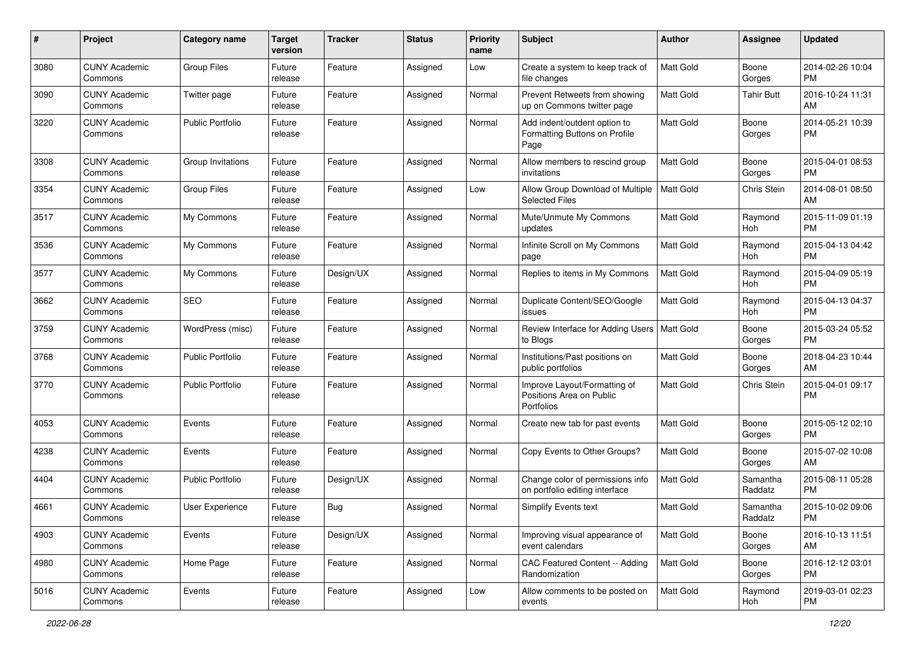| # | Project | Category name | Target version | Tracker | Status | Priority name | Subject | Author | Assignee | Updated |
|---|---|---|---|---|---|---|---|---|---|---|
| 3080 | CUNY Academic Commons | Group Files | Future release | Feature | Assigned | Low | Create a system to keep track of file changes | Matt Gold | Boone Gorges | 2014-02-26 10:04 PM |
| 3090 | CUNY Academic Commons | Twitter page | Future release | Feature | Assigned | Normal | Prevent Retweets from showing up on Commons twitter page | Matt Gold | Tahir Butt | 2016-10-24 11:31 AM |
| 3220 | CUNY Academic Commons | Public Portfolio | Future release | Feature | Assigned | Normal | Add indent/outdent option to Formatting Buttons on Profile Page | Matt Gold | Boone Gorges | 2014-05-21 10:39 PM |
| 3308 | CUNY Academic Commons | Group Invitations | Future release | Feature | Assigned | Normal | Allow members to rescind group invitations | Matt Gold | Boone Gorges | 2015-04-01 08:53 PM |
| 3354 | CUNY Academic Commons | Group Files | Future release | Feature | Assigned | Low | Allow Group Download of Multiple Selected Files | Matt Gold | Chris Stein | 2014-08-01 08:50 AM |
| 3517 | CUNY Academic Commons | My Commons | Future release | Feature | Assigned | Normal | Mute/Unmute My Commons updates | Matt Gold | Raymond Hoh | 2015-11-09 01:19 PM |
| 3536 | CUNY Academic Commons | My Commons | Future release | Feature | Assigned | Normal | Infinite Scroll on My Commons page | Matt Gold | Raymond Hoh | 2015-04-13 04:42 PM |
| 3577 | CUNY Academic Commons | My Commons | Future release | Design/UX | Assigned | Normal | Replies to items in My Commons | Matt Gold | Raymond Hoh | 2015-04-09 05:19 PM |
| 3662 | CUNY Academic Commons | SEO | Future release | Feature | Assigned | Normal | Duplicate Content/SEO/Google issues | Matt Gold | Raymond Hoh | 2015-04-13 04:37 PM |
| 3759 | CUNY Academic Commons | WordPress (misc) | Future release | Feature | Assigned | Normal | Review Interface for Adding Users to Blogs | Matt Gold | Boone Gorges | 2015-03-24 05:52 PM |
| 3768 | CUNY Academic Commons | Public Portfolio | Future release | Feature | Assigned | Normal | Institutions/Past positions on public portfolios | Matt Gold | Boone Gorges | 2018-04-23 10:44 AM |
| 3770 | CUNY Academic Commons | Public Portfolio | Future release | Feature | Assigned | Normal | Improve Layout/Formatting of Positions Area on Public Portfolios | Matt Gold | Chris Stein | 2015-04-01 09:17 PM |
| 4053 | CUNY Academic Commons | Events | Future release | Feature | Assigned | Normal | Create new tab for past events | Matt Gold | Boone Gorges | 2015-05-12 02:10 PM |
| 4238 | CUNY Academic Commons | Events | Future release | Feature | Assigned | Normal | Copy Events to Other Groups? | Matt Gold | Boone Gorges | 2015-07-02 10:08 AM |
| 4404 | CUNY Academic Commons | Public Portfolio | Future release | Design/UX | Assigned | Normal | Change color of permissions info on portfolio editing interface | Matt Gold | Samantha Raddatz | 2015-08-11 05:28 PM |
| 4661 | CUNY Academic Commons | User Experience | Future release | Bug | Assigned | Normal | Simplify Events text | Matt Gold | Samantha Raddatz | 2015-10-02 09:06 PM |
| 4903 | CUNY Academic Commons | Events | Future release | Design/UX | Assigned | Normal | Improving visual appearance of event calendars | Matt Gold | Boone Gorges | 2016-10-13 11:51 AM |
| 4980 | CUNY Academic Commons | Home Page | Future release | Feature | Assigned | Normal | CAC Featured Content -- Adding Randomization | Matt Gold | Boone Gorges | 2016-12-12 03:01 PM |
| 5016 | CUNY Academic Commons | Events | Future release | Feature | Assigned | Low | Allow comments to be posted on events | Matt Gold | Raymond Hoh | 2019-03-01 02:23 PM |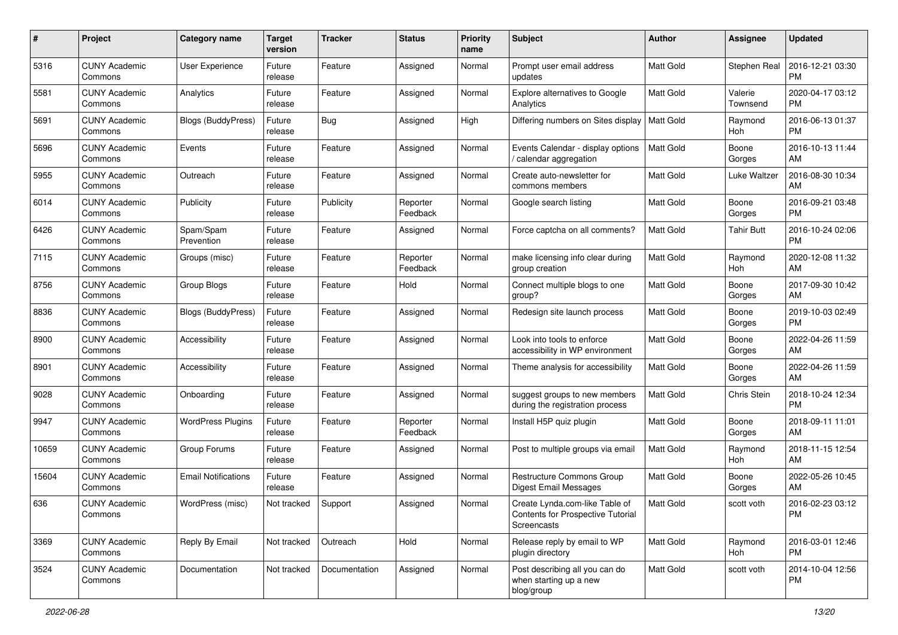| # | Project | Category name | Target version | Tracker | Status | Priority name | Subject | Author | Assignee | Updated |
|---|---|---|---|---|---|---|---|---|---|---|
| 5316 | CUNY Academic Commons | User Experience | Future release | Feature | Assigned | Normal | Prompt user email address updates | Matt Gold | Stephen Real | 2016-12-21 03:30 PM |
| 5581 | CUNY Academic Commons | Analytics | Future release | Feature | Assigned | Normal | Explore alternatives to Google Analytics | Matt Gold | Valerie Townsend | 2020-04-17 03:12 PM |
| 5691 | CUNY Academic Commons | Blogs (BuddyPress) | Future release | Bug | Assigned | High | Differing numbers on Sites display | Matt Gold | Raymond Hoh | 2016-06-13 01:37 PM |
| 5696 | CUNY Academic Commons | Events | Future release | Feature | Assigned | Normal | Events Calendar - display options / calendar aggregation | Matt Gold | Boone Gorges | 2016-10-13 11:44 AM |
| 5955 | CUNY Academic Commons | Outreach | Future release | Feature | Assigned | Normal | Create auto-newsletter for commons members | Matt Gold | Luke Waltzer | 2016-08-30 10:34 AM |
| 6014 | CUNY Academic Commons | Publicity | Future release | Publicity | Reporter Feedback | Normal | Google search listing | Matt Gold | Boone Gorges | 2016-09-21 03:48 PM |
| 6426 | CUNY Academic Commons | Spam/Spam Prevention | Future release | Feature | Assigned | Normal | Force captcha on all comments? | Matt Gold | Tahir Butt | 2016-10-24 02:06 PM |
| 7115 | CUNY Academic Commons | Groups (misc) | Future release | Feature | Reporter Feedback | Normal | make licensing info clear during group creation | Matt Gold | Raymond Hoh | 2020-12-08 11:32 AM |
| 8756 | CUNY Academic Commons | Group Blogs | Future release | Feature | Hold | Normal | Connect multiple blogs to one group? | Matt Gold | Boone Gorges | 2017-09-30 10:42 AM |
| 8836 | CUNY Academic Commons | Blogs (BuddyPress) | Future release | Feature | Assigned | Normal | Redesign site launch process | Matt Gold | Boone Gorges | 2019-10-03 02:49 PM |
| 8900 | CUNY Academic Commons | Accessibility | Future release | Feature | Assigned | Normal | Look into tools to enforce accessibility in WP environment | Matt Gold | Boone Gorges | 2022-04-26 11:59 AM |
| 8901 | CUNY Academic Commons | Accessibility | Future release | Feature | Assigned | Normal | Theme analysis for accessibility | Matt Gold | Boone Gorges | 2022-04-26 11:59 AM |
| 9028 | CUNY Academic Commons | Onboarding | Future release | Feature | Assigned | Normal | suggest groups to new members during the registration process | Matt Gold | Chris Stein | 2018-10-24 12:34 PM |
| 9947 | CUNY Academic Commons | WordPress Plugins | Future release | Feature | Reporter Feedback | Normal | Install H5P quiz plugin | Matt Gold | Boone Gorges | 2018-09-11 11:01 AM |
| 10659 | CUNY Academic Commons | Group Forums | Future release | Feature | Assigned | Normal | Post to multiple groups via email | Matt Gold | Raymond Hoh | 2018-11-15 12:54 AM |
| 15604 | CUNY Academic Commons | Email Notifications | Future release | Feature | Assigned | Normal | Restructure Commons Group Digest Email Messages | Matt Gold | Boone Gorges | 2022-05-26 10:45 AM |
| 636 | CUNY Academic Commons | WordPress (misc) | Not tracked | Support | Assigned | Normal | Create Lynda.com-like Table of Contents for Prospective Tutorial Screencasts | Matt Gold | scott voth | 2016-02-23 03:12 PM |
| 3369 | CUNY Academic Commons | Reply By Email | Not tracked | Outreach | Hold | Normal | Release reply by email to WP plugin directory | Matt Gold | Raymond Hoh | 2016-03-01 12:46 PM |
| 3524 | CUNY Academic Commons | Documentation | Not tracked | Documentation | Assigned | Normal | Post describing all you can do when starting up a new blog/group | Matt Gold | scott voth | 2014-10-04 12:56 PM |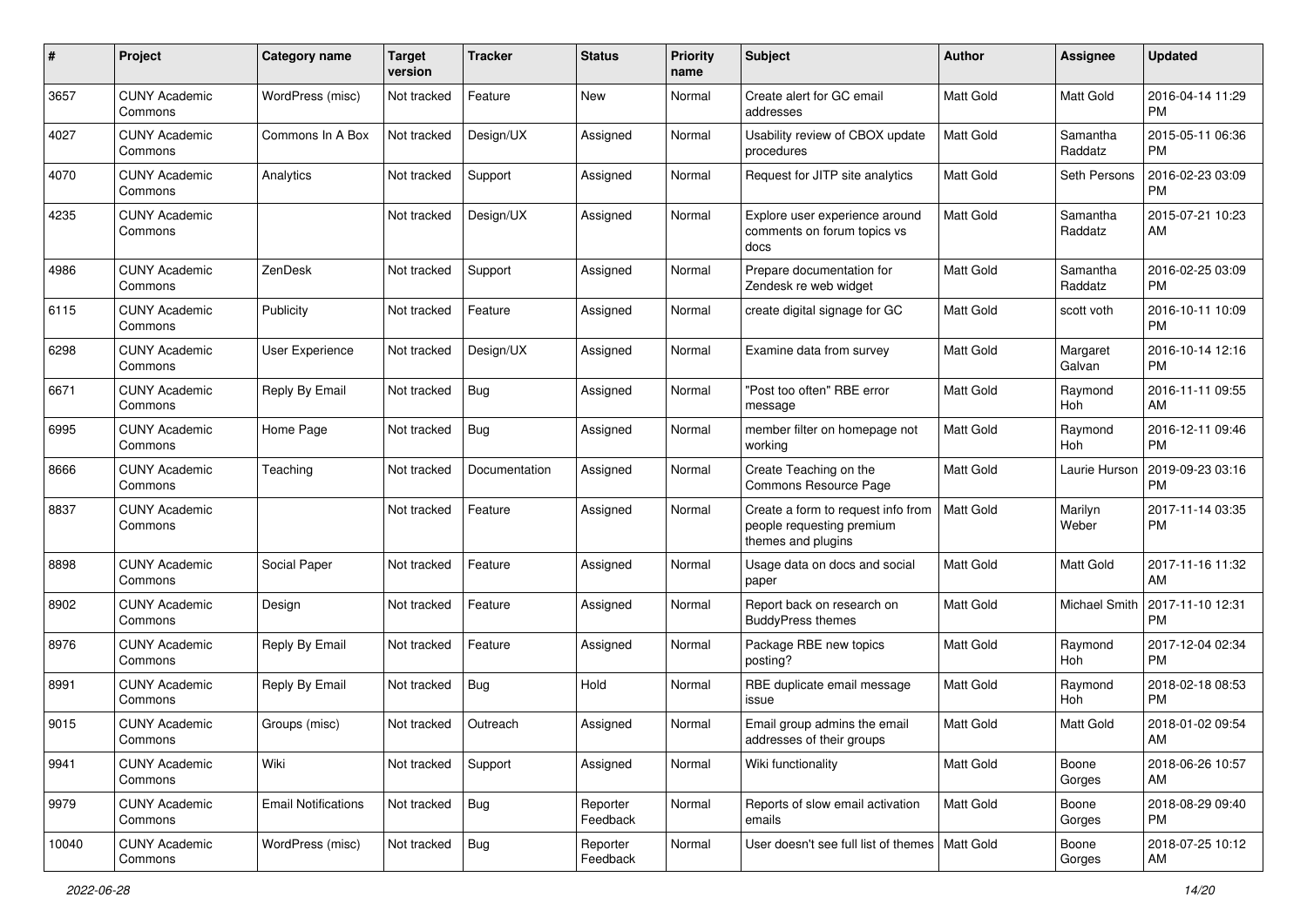| # | Project | Category name | Target version | Tracker | Status | Priority name | Subject | Author | Assignee | Updated |
|---|---|---|---|---|---|---|---|---|---|---|
| 3657 | CUNY Academic Commons | WordPress (misc) | Not tracked | Feature | New | Normal | Create alert for GC email addresses | Matt Gold | Matt Gold | 2016-04-14 11:29 PM |
| 4027 | CUNY Academic Commons | Commons In A Box | Not tracked | Design/UX | Assigned | Normal | Usability review of CBOX update procedures | Matt Gold | Samantha Raddatz | 2015-05-11 06:36 PM |
| 4070 | CUNY Academic Commons | Analytics | Not tracked | Support | Assigned | Normal | Request for JITP site analytics | Matt Gold | Seth Persons | 2016-02-23 03:09 PM |
| 4235 | CUNY Academic Commons | | Not tracked | Design/UX | Assigned | Normal | Explore user experience around comments on forum topics vs docs | Matt Gold | Samantha Raddatz | 2015-07-21 10:23 AM |
| 4986 | CUNY Academic Commons | ZenDesk | Not tracked | Support | Assigned | Normal | Prepare documentation for Zendesk re web widget | Matt Gold | Samantha Raddatz | 2016-02-25 03:09 PM |
| 6115 | CUNY Academic Commons | Publicity | Not tracked | Feature | Assigned | Normal | create digital signage for GC | Matt Gold | scott voth | 2016-10-11 10:09 PM |
| 6298 | CUNY Academic Commons | User Experience | Not tracked | Design/UX | Assigned | Normal | Examine data from survey | Matt Gold | Margaret Galvan | 2016-10-14 12:16 PM |
| 6671 | CUNY Academic Commons | Reply By Email | Not tracked | Bug | Assigned | Normal | "Post too often" RBE error message | Matt Gold | Raymond Hoh | 2016-11-11 09:55 AM |
| 6995 | CUNY Academic Commons | Home Page | Not tracked | Bug | Assigned | Normal | member filter on homepage not working | Matt Gold | Raymond Hoh | 2016-12-11 09:46 PM |
| 8666 | CUNY Academic Commons | Teaching | Not tracked | Documentation | Assigned | Normal | Create Teaching on the Commons Resource Page | Matt Gold | Laurie Hurson | 2019-09-23 03:16 PM |
| 8837 | CUNY Academic Commons | | Not tracked | Feature | Assigned | Normal | Create a form to request info from people requesting premium themes and plugins | Matt Gold | Marilyn Weber | 2017-11-14 03:35 PM |
| 8898 | CUNY Academic Commons | Social Paper | Not tracked | Feature | Assigned | Normal | Usage data on docs and social paper | Matt Gold | Matt Gold | 2017-11-16 11:32 AM |
| 8902 | CUNY Academic Commons | Design | Not tracked | Feature | Assigned | Normal | Report back on research on BuddyPress themes | Matt Gold | Michael Smith | 2017-11-10 12:31 PM |
| 8976 | CUNY Academic Commons | Reply By Email | Not tracked | Feature | Assigned | Normal | Package RBE new topics posting? | Matt Gold | Raymond Hoh | 2017-12-04 02:34 PM |
| 8991 | CUNY Academic Commons | Reply By Email | Not tracked | Bug | Hold | Normal | RBE duplicate email message issue | Matt Gold | Raymond Hoh | 2018-02-18 08:53 PM |
| 9015 | CUNY Academic Commons | Groups (misc) | Not tracked | Outreach | Assigned | Normal | Email group admins the email addresses of their groups | Matt Gold | Matt Gold | 2018-01-02 09:54 AM |
| 9941 | CUNY Academic Commons | Wiki | Not tracked | Support | Assigned | Normal | Wiki functionality | Matt Gold | Boone Gorges | 2018-06-26 10:57 AM |
| 9979 | CUNY Academic Commons | Email Notifications | Not tracked | Bug | Reporter Feedback | Normal | Reports of slow email activation emails | Matt Gold | Boone Gorges | 2018-08-29 09:40 PM |
| 10040 | CUNY Academic Commons | WordPress (misc) | Not tracked | Bug | Reporter Feedback | Normal | User doesn't see full list of themes | Matt Gold | Boone Gorges | 2018-07-25 10:12 AM |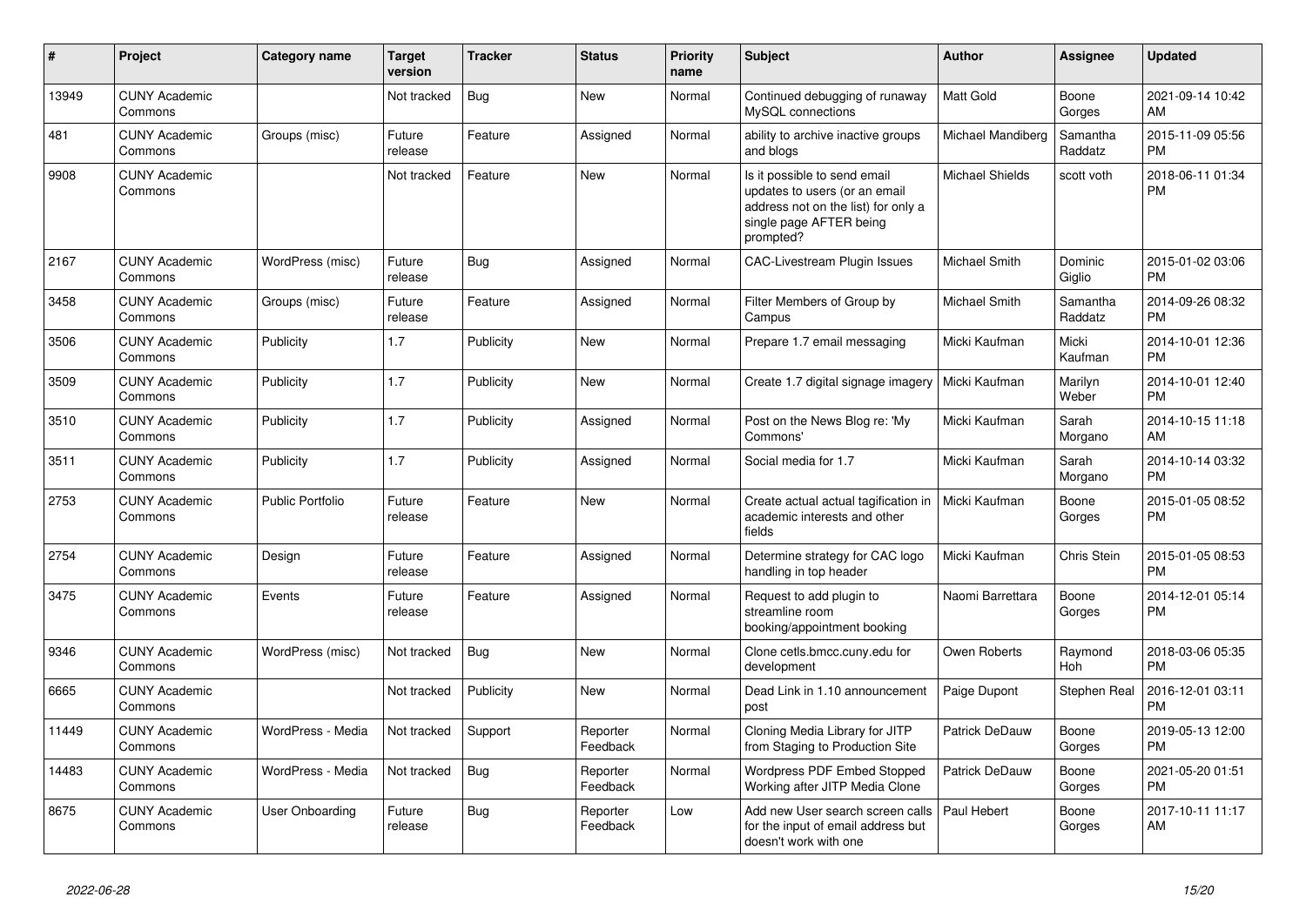| # | Project | Category name | Target version | Tracker | Status | Priority name | Subject | Author | Assignee | Updated |
|---|---|---|---|---|---|---|---|---|---|---|
| 13949 | CUNY Academic Commons | | Not tracked | Bug | New | Normal | Continued debugging of runaway MySQL connections | Matt Gold | Boone Gorges | 2021-09-14 10:42 AM |
| 481 | CUNY Academic Commons | Groups (misc) | Future release | Feature | Assigned | Normal | ability to archive inactive groups and blogs | Michael Mandiberg | Samantha Raddatz | 2015-11-09 05:56 PM |
| 9908 | CUNY Academic Commons | | Not tracked | Feature | New | Normal | Is it possible to send email updates to users (or an email address not on the list) for only a single page AFTER being prompted? | Michael Shields | scott voth | 2018-06-11 01:34 PM |
| 2167 | CUNY Academic Commons | WordPress (misc) | Future release | Bug | Assigned | Normal | CAC-Livestream Plugin Issues | Michael Smith | Dominic Giglio | 2015-01-02 03:06 PM |
| 3458 | CUNY Academic Commons | Groups (misc) | Future release | Feature | Assigned | Normal | Filter Members of Group by Campus | Michael Smith | Samantha Raddatz | 2014-09-26 08:32 PM |
| 3506 | CUNY Academic Commons | Publicity | 1.7 | Publicity | New | Normal | Prepare 1.7 email messaging | Micki Kaufman | Micki Kaufman | 2014-10-01 12:36 PM |
| 3509 | CUNY Academic Commons | Publicity | 1.7 | Publicity | New | Normal | Create 1.7 digital signage imagery | Micki Kaufman | Marilyn Weber | 2014-10-01 12:40 PM |
| 3510 | CUNY Academic Commons | Publicity | 1.7 | Publicity | Assigned | Normal | Post on the News Blog re: 'My Commons' | Micki Kaufman | Sarah Morgano | 2014-10-15 11:18 AM |
| 3511 | CUNY Academic Commons | Publicity | 1.7 | Publicity | Assigned | Normal | Social media for 1.7 | Micki Kaufman | Sarah Morgano | 2014-10-14 03:32 PM |
| 2753 | CUNY Academic Commons | Public Portfolio | Future release | Feature | New | Normal | Create actual actual tagification in academic interests and other fields | Micki Kaufman | Boone Gorges | 2015-01-05 08:52 PM |
| 2754 | CUNY Academic Commons | Design | Future release | Feature | Assigned | Normal | Determine strategy for CAC logo handling in top header | Micki Kaufman | Chris Stein | 2015-01-05 08:53 PM |
| 3475 | CUNY Academic Commons | Events | Future release | Feature | Assigned | Normal | Request to add plugin to streamline room booking/appointment booking | Naomi Barrettara | Boone Gorges | 2014-12-01 05:14 PM |
| 9346 | CUNY Academic Commons | WordPress (misc) | Not tracked | Bug | New | Normal | Clone cetls.bmcc.cuny.edu for development | Owen Roberts | Raymond Hoh | 2018-03-06 05:35 PM |
| 6665 | CUNY Academic Commons | | Not tracked | Publicity | New | Normal | Dead Link in 1.10 announcement post | Paige Dupont | Stephen Real | 2016-12-01 03:11 PM |
| 11449 | CUNY Academic Commons | WordPress - Media | Not tracked | Support | Reporter Feedback | Normal | Cloning Media Library for JITP from Staging to Production Site | Patrick DeDauw | Boone Gorges | 2019-05-13 12:00 PM |
| 14483 | CUNY Academic Commons | WordPress - Media | Not tracked | Bug | Reporter Feedback | Normal | Wordpress PDF Embed Stopped Working after JITP Media Clone | Patrick DeDauw | Boone Gorges | 2021-05-20 01:51 PM |
| 8675 | CUNY Academic Commons | User Onboarding | Future release | Bug | Reporter Feedback | Low | Add new User search screen calls for the input of email address but doesn't work with one | Paul Hebert | Boone Gorges | 2017-10-11 11:17 AM |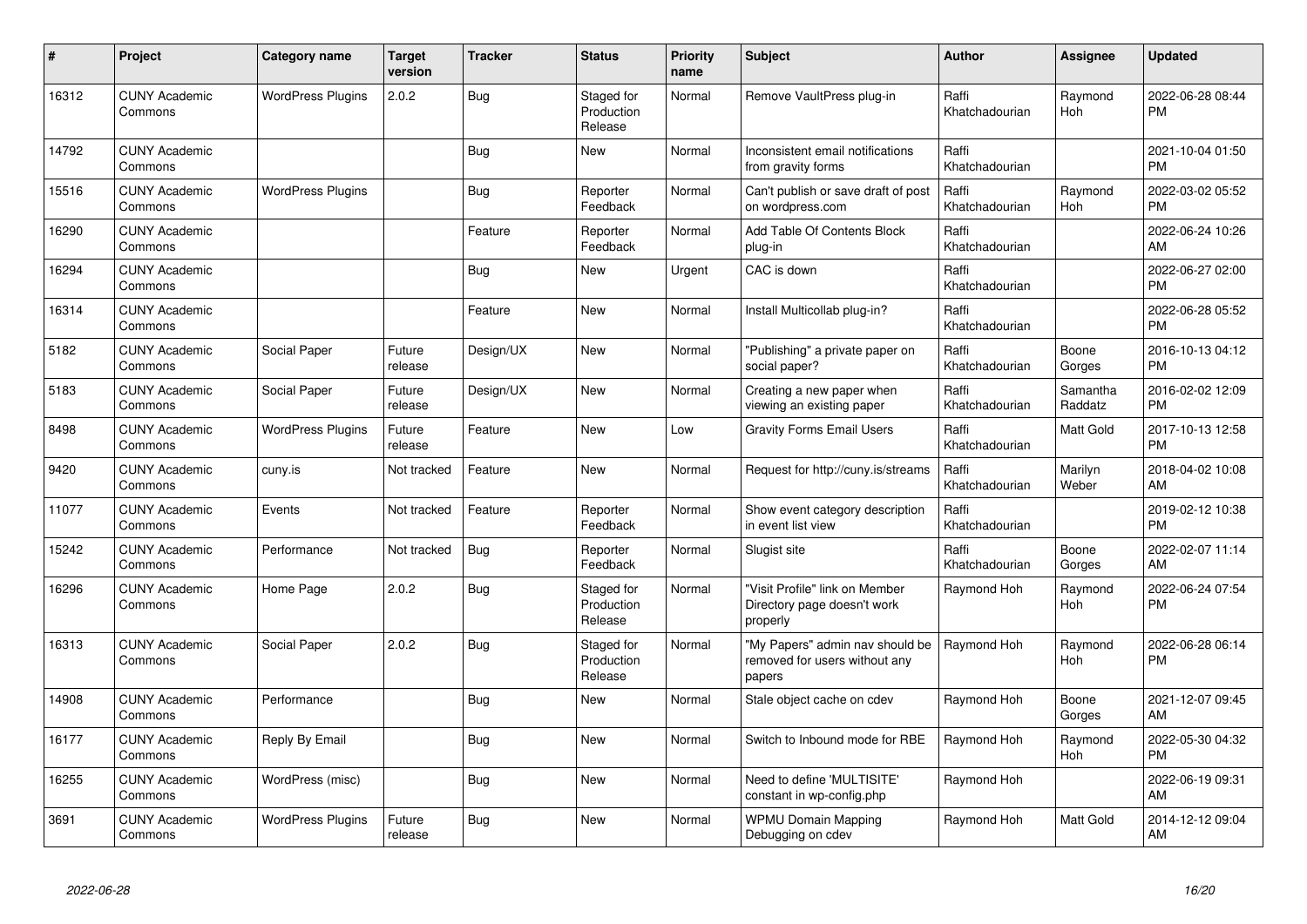| # | Project | Category name | Target version | Tracker | Status | Priority name | Subject | Author | Assignee | Updated |
|---|---|---|---|---|---|---|---|---|---|---|
| 16312 | CUNY Academic Commons | WordPress Plugins | 2.0.2 | Bug | Staged for Production Release | Normal | Remove VaultPress plug-in | Raffi Khatchadourian | Raymond Hoh | 2022-06-28 08:44 PM |
| 14792 | CUNY Academic Commons | | | Bug | New | Normal | Inconsistent email notifications from gravity forms | Raffi Khatchadourian | | 2021-10-04 01:50 PM |
| 15516 | CUNY Academic Commons | WordPress Plugins | | Bug | Reporter Feedback | Normal | Can't publish or save draft of post on wordpress.com | Raffi Khatchadourian | Raymond Hoh | 2022-03-02 05:52 PM |
| 16290 | CUNY Academic Commons | | | Feature | Reporter Feedback | Normal | Add Table Of Contents Block plug-in | Raffi Khatchadourian | | 2022-06-24 10:26 AM |
| 16294 | CUNY Academic Commons | | | Bug | New | Urgent | CAC is down | Raffi Khatchadourian | | 2022-06-27 02:00 PM |
| 16314 | CUNY Academic Commons | | | Feature | New | Normal | Install Multicollab plug-in? | Raffi Khatchadourian | | 2022-06-28 05:52 PM |
| 5182 | CUNY Academic Commons | Social Paper | Future release | Design/UX | New | Normal | "Publishing" a private paper on social paper? | Raffi Khatchadourian | Boone Gorges | 2016-10-13 04:12 PM |
| 5183 | CUNY Academic Commons | Social Paper | Future release | Design/UX | New | Normal | Creating a new paper when viewing an existing paper | Raffi Khatchadourian | Samantha Raddatz | 2016-02-02 12:09 PM |
| 8498 | CUNY Academic Commons | WordPress Plugins | Future release | Feature | New | Low | Gravity Forms Email Users | Raffi Khatchadourian | Matt Gold | 2017-10-13 12:58 PM |
| 9420 | CUNY Academic Commons | cuny.is | Not tracked | Feature | New | Normal | Request for http://cuny.is/streams | Raffi Khatchadourian | Marilyn Weber | 2018-04-02 10:08 AM |
| 11077 | CUNY Academic Commons | Events | Not tracked | Feature | Reporter Feedback | Normal | Show event category description in event list view | Raffi Khatchadourian | | 2019-02-12 10:38 PM |
| 15242 | CUNY Academic Commons | Performance | Not tracked | Bug | Reporter Feedback | Normal | Slugist site | Raffi Khatchadourian | Boone Gorges | 2022-02-07 11:14 AM |
| 16296 | CUNY Academic Commons | Home Page | 2.0.2 | Bug | Staged for Production Release | Normal | "Visit Profile" link on Member Directory page doesn't work properly | Raymond Hoh | Raymond Hoh | 2022-06-24 07:54 PM |
| 16313 | CUNY Academic Commons | Social Paper | 2.0.2 | Bug | Staged for Production Release | Normal | "My Papers" admin nav should be removed for users without any papers | Raymond Hoh | Raymond Hoh | 2022-06-28 06:14 PM |
| 14908 | CUNY Academic Commons | Performance | | Bug | New | Normal | Stale object cache on cdev | Raymond Hoh | Boone Gorges | 2021-12-07 09:45 AM |
| 16177 | CUNY Academic Commons | Reply By Email | | Bug | New | Normal | Switch to Inbound mode for RBE | Raymond Hoh | Raymond Hoh | 2022-05-30 04:32 PM |
| 16255 | CUNY Academic Commons | WordPress (misc) | | Bug | New | Normal | Need to define 'MULTISITE' constant in wp-config.php | Raymond Hoh | | 2022-06-19 09:31 AM |
| 3691 | CUNY Academic Commons | WordPress Plugins | Future release | Bug | New | Normal | WPMU Domain Mapping Debugging on cdev | Raymond Hoh | Matt Gold | 2014-12-12 09:04 AM |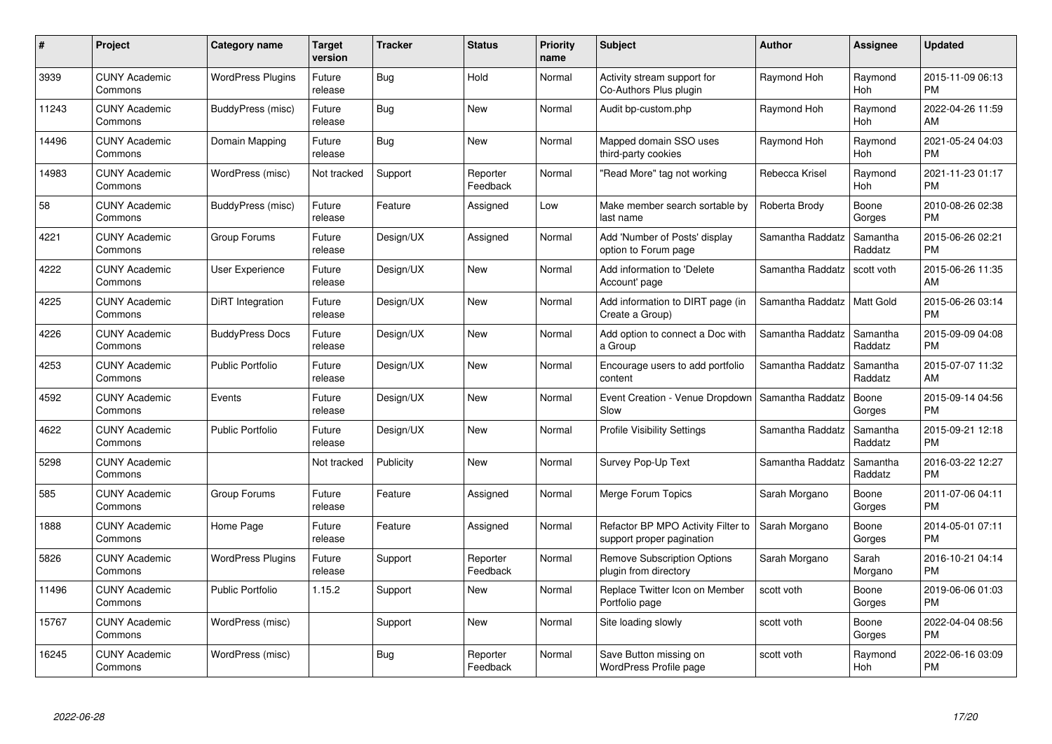| # | Project | Category name | Target version | Tracker | Status | Priority name | Subject | Author | Assignee | Updated |
|---|---|---|---|---|---|---|---|---|---|---|
| 3939 | CUNY Academic Commons | WordPress Plugins | Future release | Bug | Hold | Normal | Activity stream support for Co-Authors Plus plugin | Raymond Hoh | Raymond Hoh | 2015-11-09 06:13 PM |
| 11243 | CUNY Academic Commons | BuddyPress (misc) | Future release | Bug | New | Normal | Audit bp-custom.php | Raymond Hoh | Raymond Hoh | 2022-04-26 11:59 AM |
| 14496 | CUNY Academic Commons | Domain Mapping | Future release | Bug | New | Normal | Mapped domain SSO uses third-party cookies | Raymond Hoh | Raymond Hoh | 2021-05-24 04:03 PM |
| 14983 | CUNY Academic Commons | WordPress (misc) | Not tracked | Support | Reporter Feedback | Normal | "Read More" tag not working | Rebecca Krisel | Raymond Hoh | 2021-11-23 01:17 PM |
| 58 | CUNY Academic Commons | BuddyPress (misc) | Future release | Feature | Assigned | Low | Make member search sortable by last name | Roberta Brody | Boone Gorges | 2010-08-26 02:38 PM |
| 4221 | CUNY Academic Commons | Group Forums | Future release | Design/UX | Assigned | Normal | Add 'Number of Posts' display option to Forum page | Samantha Raddatz | Samantha Raddatz | 2015-06-26 02:21 PM |
| 4222 | CUNY Academic Commons | User Experience | Future release | Design/UX | New | Normal | Add information to 'Delete Account' page | Samantha Raddatz | scott voth | 2015-06-26 11:35 AM |
| 4225 | CUNY Academic Commons | DiRT Integration | Future release | Design/UX | New | Normal | Add information to DIRT page (in Create a Group) | Samantha Raddatz | Matt Gold | 2015-06-26 03:14 PM |
| 4226 | CUNY Academic Commons | BuddyPress Docs | Future release | Design/UX | New | Normal | Add option to connect a Doc with a Group | Samantha Raddatz | Samantha Raddatz | 2015-09-09 04:08 PM |
| 4253 | CUNY Academic Commons | Public Portfolio | Future release | Design/UX | New | Normal | Encourage users to add portfolio content | Samantha Raddatz | Samantha Raddatz | 2015-07-07 11:32 AM |
| 4592 | CUNY Academic Commons | Events | Future release | Design/UX | New | Normal | Event Creation - Venue Dropdown Slow | Samantha Raddatz | Boone Gorges | 2015-09-14 04:56 PM |
| 4622 | CUNY Academic Commons | Public Portfolio | Future release | Design/UX | New | Normal | Profile Visibility Settings | Samantha Raddatz | Samantha Raddatz | 2015-09-21 12:18 PM |
| 5298 | CUNY Academic Commons | | Not tracked | Publicity | New | Normal | Survey Pop-Up Text | Samantha Raddatz | Samantha Raddatz | 2016-03-22 12:27 PM |
| 585 | CUNY Academic Commons | Group Forums | Future release | Feature | Assigned | Normal | Merge Forum Topics | Sarah Morgano | Boone Gorges | 2011-07-06 04:11 PM |
| 1888 | CUNY Academic Commons | Home Page | Future release | Feature | Assigned | Normal | Refactor BP MPO Activity Filter to support proper pagination | Sarah Morgano | Boone Gorges | 2014-05-01 07:11 PM |
| 5826 | CUNY Academic Commons | WordPress Plugins | Future release | Support | Reporter Feedback | Normal | Remove Subscription Options plugin from directory | Sarah Morgano | Sarah Morgano | 2016-10-21 04:14 PM |
| 11496 | CUNY Academic Commons | Public Portfolio | 1.15.2 | Support | New | Normal | Replace Twitter Icon on Member Portfolio page | scott voth | Boone Gorges | 2019-06-06 01:03 PM |
| 15767 | CUNY Academic Commons | WordPress (misc) | | Support | New | Normal | Site loading slowly | scott voth | Boone Gorges | 2022-04-04 08:56 PM |
| 16245 | CUNY Academic Commons | WordPress (misc) | | Bug | Reporter Feedback | Normal | Save Button missing on WordPress Profile page | scott voth | Raymond Hoh | 2022-06-16 03:09 PM |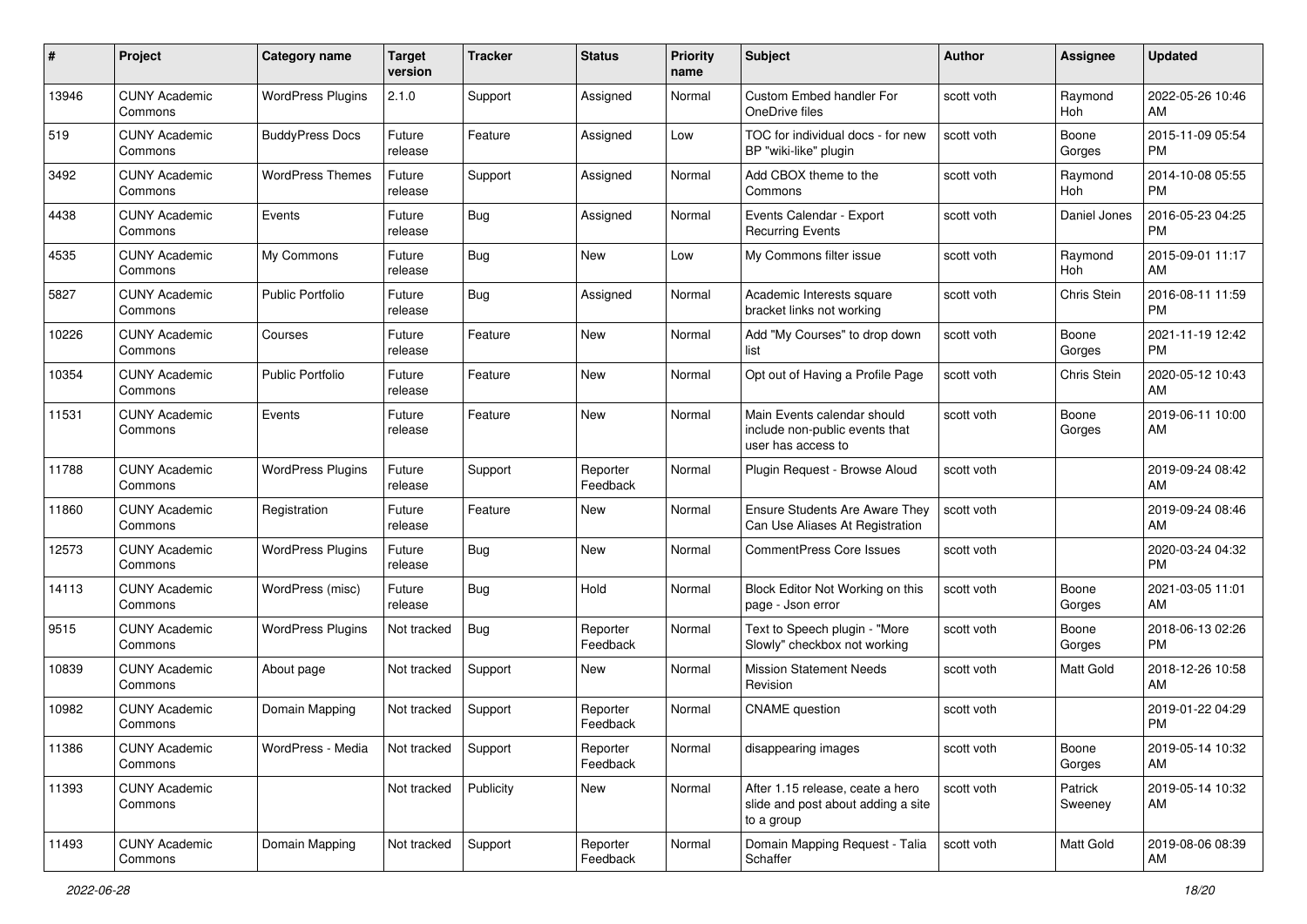| # | Project | Category name | Target version | Tracker | Status | Priority name | Subject | Author | Assignee | Updated |
|---|---|---|---|---|---|---|---|---|---|---|
| 13946 | CUNY Academic Commons | WordPress Plugins | 2.1.0 | Support | Assigned | Normal | Custom Embed handler For OneDrive files | scott voth | Raymond Hoh | 2022-05-26 10:46 AM |
| 519 | CUNY Academic Commons | BuddyPress Docs | Future release | Feature | Assigned | Low | TOC for individual docs - for new BP "wiki-like" plugin | scott voth | Boone Gorges | 2015-11-09 05:54 PM |
| 3492 | CUNY Academic Commons | WordPress Themes | Future release | Support | Assigned | Normal | Add CBOX theme to the Commons | scott voth | Raymond Hoh | 2014-10-08 05:55 PM |
| 4438 | CUNY Academic Commons | Events | Future release | Bug | Assigned | Normal | Events Calendar - Export Recurring Events | scott voth | Daniel Jones | 2016-05-23 04:25 PM |
| 4535 | CUNY Academic Commons | My Commons | Future release | Bug | New | Low | My Commons filter issue | scott voth | Raymond Hoh | 2015-09-01 11:17 AM |
| 5827 | CUNY Academic Commons | Public Portfolio | Future release | Bug | Assigned | Normal | Academic Interests square bracket links not working | scott voth | Chris Stein | 2016-08-11 11:59 PM |
| 10226 | CUNY Academic Commons | Courses | Future release | Feature | New | Normal | Add "My Courses" to drop down list | scott voth | Boone Gorges | 2021-11-19 12:42 PM |
| 10354 | CUNY Academic Commons | Public Portfolio | Future release | Feature | New | Normal | Opt out of Having a Profile Page | scott voth | Chris Stein | 2020-05-12 10:43 AM |
| 11531 | CUNY Academic Commons | Events | Future release | Feature | New | Normal | Main Events calendar should include non-public events that user has access to | scott voth | Boone Gorges | 2019-06-11 10:00 AM |
| 11788 | CUNY Academic Commons | WordPress Plugins | Future release | Support | Reporter Feedback | Normal | Plugin Request - Browse Aloud | scott voth | | 2019-09-24 08:42 AM |
| 11860 | CUNY Academic Commons | Registration | Future release | Feature | New | Normal | Ensure Students Are Aware They Can Use Aliases At Registration | scott voth | | 2019-09-24 08:46 AM |
| 12573 | CUNY Academic Commons | WordPress Plugins | Future release | Bug | New | Normal | CommentPress Core Issues | scott voth | | 2020-03-24 04:32 PM |
| 14113 | CUNY Academic Commons | WordPress (misc) | Future release | Bug | Hold | Normal | Block Editor Not Working on this page - Json error | scott voth | Boone Gorges | 2021-03-05 11:01 AM |
| 9515 | CUNY Academic Commons | WordPress Plugins | Not tracked | Bug | Reporter Feedback | Normal | Text to Speech plugin - "More Slowly" checkbox not working | scott voth | Boone Gorges | 2018-06-13 02:26 PM |
| 10839 | CUNY Academic Commons | About page | Not tracked | Support | New | Normal | Mission Statement Needs Revision | scott voth | Matt Gold | 2018-12-26 10:58 AM |
| 10982 | CUNY Academic Commons | Domain Mapping | Not tracked | Support | Reporter Feedback | Normal | CNAME question | scott voth | | 2019-01-22 04:29 PM |
| 11386 | CUNY Academic Commons | WordPress - Media | Not tracked | Support | Reporter Feedback | Normal | disappearing images | scott voth | Boone Gorges | 2019-05-14 10:32 AM |
| 11393 | CUNY Academic Commons | | Not tracked | Publicity | New | Normal | After 1.15 release, ceate a hero slide and post about adding a site to a group | scott voth | Patrick Sweeney | 2019-05-14 10:32 AM |
| 11493 | CUNY Academic Commons | Domain Mapping | Not tracked | Support | Reporter Feedback | Normal | Domain Mapping Request - Talia Schaffer | scott voth | Matt Gold | 2019-08-06 08:39 AM |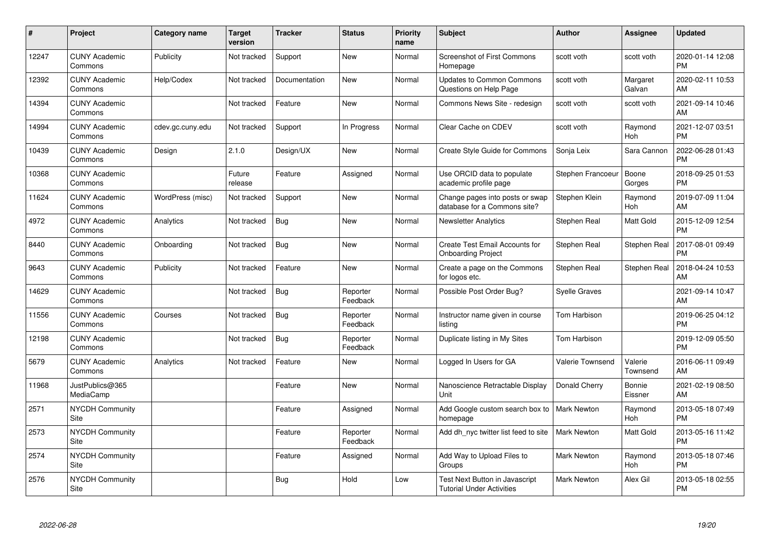| # | Project | Category name | Target version | Tracker | Status | Priority name | Subject | Author | Assignee | Updated |
|---|---|---|---|---|---|---|---|---|---|---|
| 12247 | CUNY Academic Commons | Publicity | Not tracked | Support | New | Normal | Screenshot of First Commons Homepage | scott voth | scott voth | 2020-01-14 12:08 PM |
| 12392 | CUNY Academic Commons | Help/Codex | Not tracked | Documentation | New | Normal | Updates to Common Commons Questions on Help Page | scott voth | Margaret Galvan | 2020-02-11 10:53 AM |
| 14394 | CUNY Academic Commons | | Not tracked | Feature | New | Normal | Commons News Site - redesign | scott voth | scott voth | 2021-09-14 10:46 AM |
| 14994 | CUNY Academic Commons | cdev.gc.cuny.edu | Not tracked | Support | In Progress | Normal | Clear Cache on CDEV | scott voth | Raymond Hoh | 2021-12-07 03:51 PM |
| 10439 | CUNY Academic Commons | Design | 2.1.0 | Design/UX | New | Normal | Create Style Guide for Commons | Sonja Leix | Sara Cannon | 2022-06-28 01:43 PM |
| 10368 | CUNY Academic Commons | | Future release | Feature | Assigned | Normal | Use ORCID data to populate academic profile page | Stephen Francoeur | Boone Gorges | 2018-09-25 01:53 PM |
| 11624 | CUNY Academic Commons | WordPress (misc) | Not tracked | Support | New | Normal | Change pages into posts or swap database for a Commons site? | Stephen Klein | Raymond Hoh | 2019-07-09 11:04 AM |
| 4972 | CUNY Academic Commons | Analytics | Not tracked | Bug | New | Normal | Newsletter Analytics | Stephen Real | Matt Gold | 2015-12-09 12:54 PM |
| 8440 | CUNY Academic Commons | Onboarding | Not tracked | Bug | New | Normal | Create Test Email Accounts for Onboarding Project | Stephen Real | Stephen Real | 2017-08-01 09:49 PM |
| 9643 | CUNY Academic Commons | Publicity | Not tracked | Feature | New | Normal | Create a page on the Commons for logos etc. | Stephen Real | Stephen Real | 2018-04-24 10:53 AM |
| 14629 | CUNY Academic Commons | | Not tracked | Bug | Reporter Feedback | Normal | Possible Post Order Bug? | Syelle Graves | | 2021-09-14 10:47 AM |
| 11556 | CUNY Academic Commons | Courses | Not tracked | Bug | Reporter Feedback | Normal | Instructor name given in course listing | Tom Harbison | | 2019-06-25 04:12 PM |
| 12198 | CUNY Academic Commons | | Not tracked | Bug | Reporter Feedback | Normal | Duplicate listing in My Sites | Tom Harbison | | 2019-12-09 05:50 PM |
| 5679 | CUNY Academic Commons | Analytics | Not tracked | Feature | New | Normal | Logged In Users for GA | Valerie Townsend | Valerie Townsend | 2016-06-11 09:49 AM |
| 11968 | JustPublics@365 MediaCamp | | | Feature | New | Normal | Nanoscience Retractable Display Unit | Donald Cherry | Bonnie Eissner | 2021-02-19 08:50 AM |
| 2571 | NYCDH Community Site | | | Feature | Assigned | Normal | Add Google custom search box to homepage | Mark Newton | Raymond Hoh | 2013-05-18 07:49 PM |
| 2573 | NYCDH Community Site | | | Feature | Reporter Feedback | Normal | Add dh_nyc twitter list feed to site | Mark Newton | Matt Gold | 2013-05-16 11:42 PM |
| 2574 | NYCDH Community Site | | | Feature | Assigned | Normal | Add Way to Upload Files to Groups | Mark Newton | Raymond Hoh | 2013-05-18 07:46 PM |
| 2576 | NYCDH Community Site | | | Bug | Hold | Low | Test Next Button in Javascript Tutorial Under Activities | Mark Newton | Alex Gil | 2013-05-18 02:55 PM |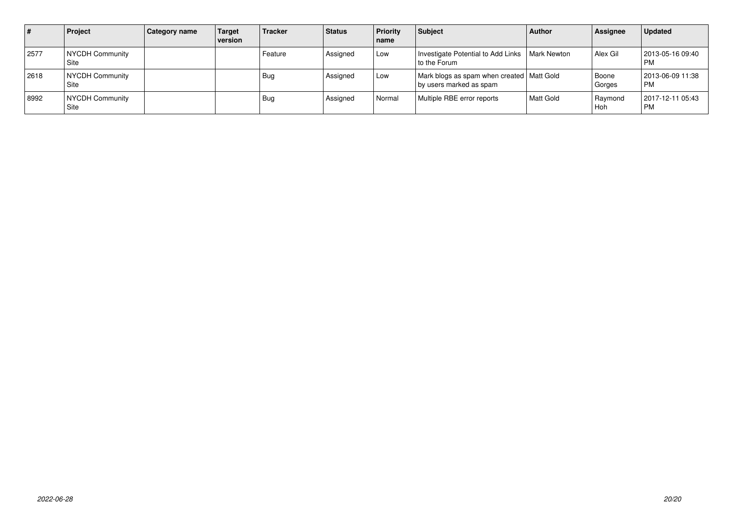| # | Project | Category name | Target version | Tracker | Status | Priority name | Subject | Author | Assignee | Updated |
|---|---|---|---|---|---|---|---|---|---|---|
| 2577 | NYCDH Community Site | | | Feature | Assigned | Low | Investigate Potential to Add Links to the Forum | Mark Newton | Alex Gil | 2013-05-16 09:40 PM |
| 2618 | NYCDH Community Site | | | Bug | Assigned | Low | Mark blogs as spam when created by users marked as spam | Matt Gold | Boone Gorges | 2013-06-09 11:38 PM |
| 8992 | NYCDH Community Site | | | Bug | Assigned | Normal | Multiple RBE error reports | Matt Gold | Raymond Hoh | 2017-12-11 05:43 PM |

*2022-06-28*